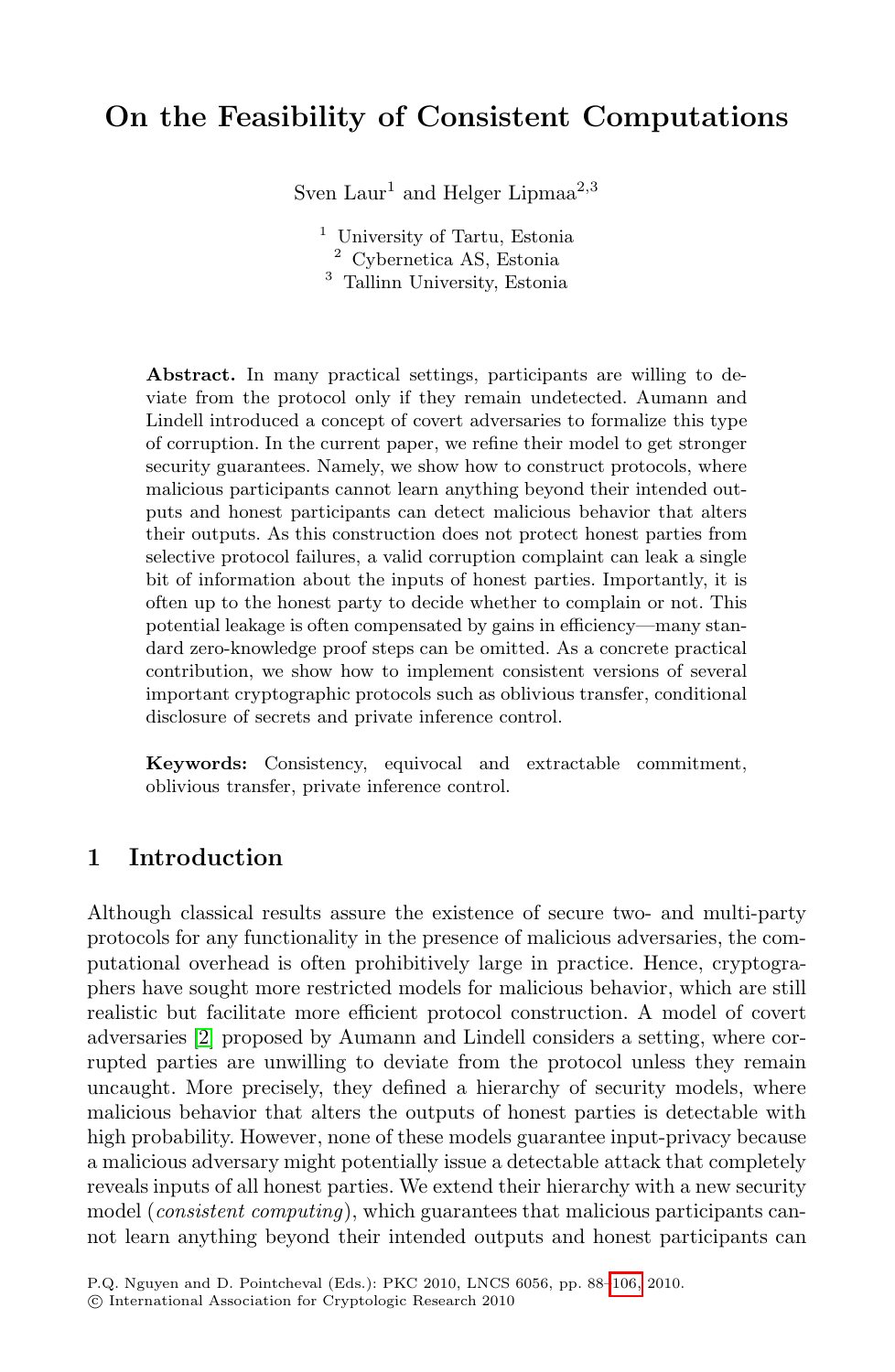# On the Feasibility of Consistent Computations

Sven Laur[1] and Helger Lipmaa[2,3]

[1] University of Tartu, Estonia
[2] Cybernetica AS, Estonia
[3] Tallinn University, Estonia

**Abstract.** In many practical settings, participants are willing to deviate from the protocol only if they remain undetected. Aumann and Lindell introduced a concept of covert adversaries to formalize this type of corruption. In the current paper, we refine their model to get stronger security guarantees. Namely, we show how to construct protocols, where malicious participants cannot learn anything beyond their intended outputs and honest participants can detect malicious behavior that alters their outputs. As this construction does not protect honest parties from selective protocol failures, a valid corruption complaint can leak a single bit of information about the inputs of honest parties. Importantly, it is often up to the honest party to decide whether to complain or not. This potential leakage is often compensated by gains in efficiency—many standard zero-knowledge proof steps can be omitted. As a concrete practical contribution, we show how to implement consistent versions of several important cryptographic protocols such as oblivious transfer, conditional disclosure of secrets and private inference control.

**Keywords:** Consistency, equivocal and extractable commitment, oblivious transfer, private inference control.

## 1 Introduction

Although classical results assure the existence of secure two- and multi-party protocols for any functionality in the presence of malicious adversaries, the computational overhead is often prohibitively large in practice. Hence, cryptographers have sought more restricted models for malicious behavior, which are still realistic but facilitate more efficient protocol construction. A model of covert adversaries [2] proposed by Aumann and Lindell considers a setting, where corrupted parties are unwilling to deviate from the protocol unless they remain uncaught. More precisely, they defined a hierarchy of security models, where malicious behavior that alters the outputs of honest parties is detectable with high probability. However, none of these models guarantee input-privacy because a malicious adversary might potentially issue a detectable attack that completely reveals inputs of all honest parties. We extend their hierarchy with a new security model (*consistent computing*), which guarantees that malicious participants cannot learn anything beyond their intended outputs and honest participants can

P.Q. Nguyen and D. Pointcheval (Eds.): PKC 2010, LNCS 6056, pp. 88–106, 2010.
© International Association for Cryptologic Research 2010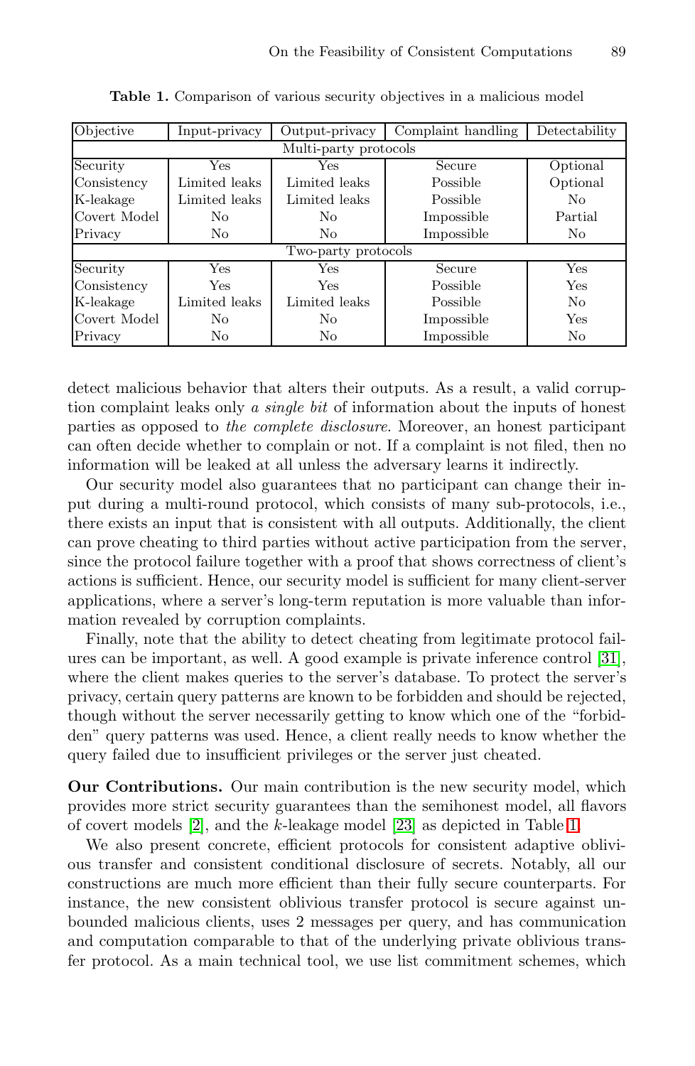**Table 1.** Comparison of various security objectives in a malicious model

| Objective | Input-privacy | Output-privacy | Complaint handling | Detectability |
|---|---|---|---|---|
| Multi-party protocols | | | | |
| Security | Yes | Yes | Secure | Optional |
| Consistency | Limited leaks | Limited leaks | Possible | Optional |
| K-leakage | Limited leaks | Limited leaks | Possible | No |
| Covert Model | No | No | Impossible | Partial |
| Privacy | No | No | Impossible | No |
| Two-party protocols | | | | |
| Security | Yes | Yes | Secure | Yes |
| Consistency | Yes | Yes | Possible | Yes |
| K-leakage | Limited leaks | Limited leaks | Possible | No |
| Covert Model | No | No | Impossible | Yes |
| Privacy | No | No | Impossible | No |

detect malicious behavior that alters their outputs. As a result, a valid corruption complaint leaks only *a single bit* of information about the inputs of honest parties as opposed to *the complete disclosure*. Moreover, an honest participant can often decide whether to complain or not. If a complaint is not filed, then no information will be leaked at all unless the adversary learns it indirectly.

Our security model also guarantees that no participant can change their input during a multi-round protocol, which consists of many sub-protocols, i.e., there exists an input that is consistent with all outputs. Additionally, the client can prove cheating to third parties without active participation from the server, since the protocol failure together with a proof that shows correctness of client's actions is sufficient. Hence, our security model is sufficient for many client-server applications, where a server's long-term reputation is more valuable than information revealed by corruption complaints.

Finally, note that the ability to detect cheating from legitimate protocol failures can be important, as well. A good example is private inference control [31], where the client makes queries to the server's database. To protect the server's privacy, certain query patterns are known to be forbidden and should be rejected, though without the server necessarily getting to know which one of the "forbidden" query patterns was used. Hence, a client really needs to know whether the query failed due to insufficient privileges or the server just cheated.

**Our Contributions.** Our main contribution is the new security model, which provides more strict security guarantees than the semihonest model, all flavors of covert models [2], and the $k$-leakage model [23] as depicted in Table 1.

We also present concrete, efficient protocols for consistent adaptive oblivious transfer and consistent conditional disclosure of secrets. Notably, all our constructions are much more efficient than their fully secure counterparts. For instance, the new consistent oblivious transfer protocol is secure against unbounded malicious clients, uses 2 messages per query, and has communication and computation comparable to that of the underlying private oblivious transfer protocol. As a main technical tool, we use list commitment schemes, which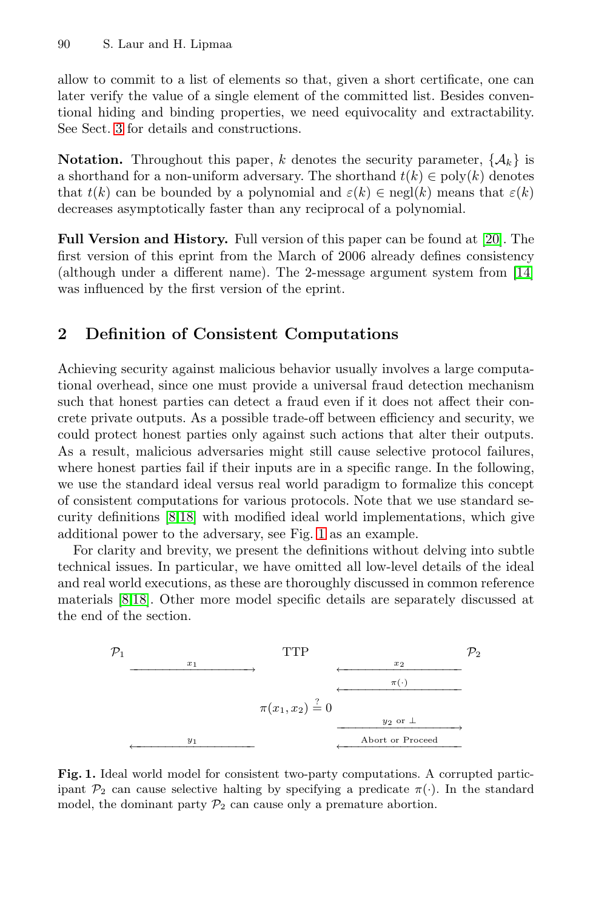allow to commit to a list of elements so that, given a short certificate, one can later verify the value of a single element of the committed list. Besides conventional hiding and binding properties, we need equivocality and extractability. See Sect. 3 for details and constructions.

**Notation.** Throughout this paper, $k$ denotes the security parameter, $\{\mathcal{A}_k\}$ is a shorthand for a non-uniform adversary. The shorthand $t(k) \in \mathrm{poly}(k)$ denotes that $t(k)$ can be bounded by a polynomial and $\varepsilon(k) \in \mathrm{negl}(k)$ means that $\varepsilon(k)$ decreases asymptotically faster than any reciprocal of a polynomial.

**Full Version and History.** Full version of this paper can be found at [20]. The first version of this eprint from the March of 2006 already defines consistency (although under a different name). The 2-message argument system from [14] was influenced by the first version of the eprint.

## 2 Definition of Consistent Computations

Achieving security against malicious behavior usually involves a large computational overhead, since one must provide a universal fraud detection mechanism such that honest parties can detect a fraud even if it does not affect their concrete private outputs. As a possible trade-off between efficiency and security, we could protect honest parties only against such actions that alter their outputs. As a result, malicious adversaries might still cause selective protocol failures, where honest parties fail if their inputs are in a specific range. In the following, we use the standard ideal versus real world paradigm to formalize this concept of consistent computations for various protocols. Note that we use standard security definitions [8,18] with modified ideal world implementations, which give additional power to the adversary, see Fig. 1 as an example.

For clarity and brevity, we present the definitions without delving into subtle technical issues. In particular, we have omitted all low-level details of the ideal and real world executions, as these are thoroughly discussed in common reference materials [8,18]. Other more model specific details are separately discussed at the end of the section.

| $\mathcal{P}_1$ | | TTP | | $\mathcal{P}_2$ |
|---|---|---|---|---|
| | $x_1 \longrightarrow$ | | $\longleftarrow x_2$ | |
| | | | $\longleftarrow \pi(\cdot)$ | |
| | | $\pi(x_1, x_2) \stackrel{?}{=} 0$ | | |
| | | | $y_2$ or $\perp \longrightarrow$ | |
| | $\longleftarrow y_1$ | | $\longleftarrow$ Abort or Proceed | |

**Fig. 1.** Ideal world model for consistent two-party computations. A corrupted participant $\mathcal{P}_2$ can cause selective halting by specifying a predicate $\pi(\cdot)$. In the standard model, the dominant party $\mathcal{P}_2$ can cause only a premature abortion.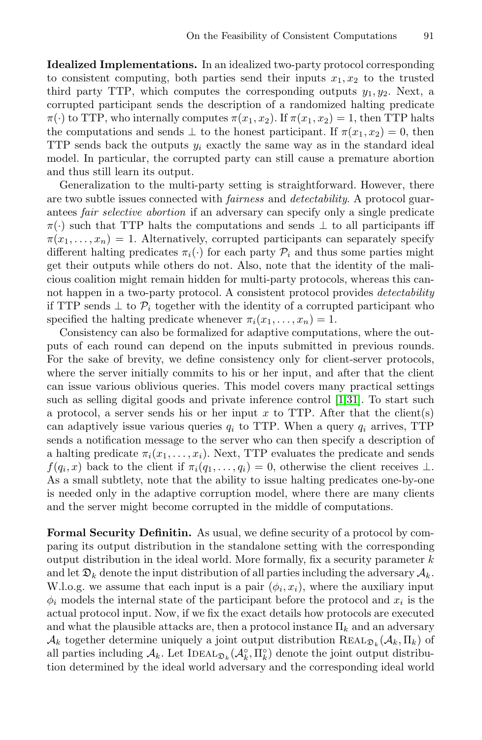**Idealized Implementations.** In an idealized two-party protocol corresponding to consistent computing, both parties send their inputs $x_1, x_2$ to the trusted third party TTP, which computes the corresponding outputs $y_1, y_2$. Next, a corrupted participant sends the description of a randomized halting predicate $\pi(\cdot)$ to TTP, who internally computes $\pi(x_1, x_2)$. If $\pi(x_1, x_2) = 1$, then TTP halts the computations and sends $\perp$ to the honest participant. If $\pi(x_1, x_2) = 0$, then TTP sends back the outputs $y_i$ exactly the same way as in the standard ideal model. In particular, the corrupted party can still cause a premature abortion and thus still learn its output.

Generalization to the multi-party setting is straightforward. However, there are two subtle issues connected with *fairness* and *detectability*. A protocol guarantees *fair selective abortion* if an adversary can specify only a single predicate $\pi(\cdot)$ such that TTP halts the computations and sends $\perp$ to all participants iff $\pi(x_1, \ldots, x_n) = 1$. Alternatively, corrupted participants can separately specify different halting predicates $\pi_i(\cdot)$ for each party $\mathcal{P}_i$ and thus some parties might get their outputs while others do not. Also, note that the identity of the malicious coalition might remain hidden for multi-party protocols, whereas this cannot happen in a two-party protocol. A consistent protocol provides *detectability* if TTP sends $\perp$ to $\mathcal{P}_i$ together with the identity of a corrupted participant who specified the halting predicate whenever $\pi_i(x_1, \ldots, x_n) = 1$.

Consistency can also be formalized for adaptive computations, where the outputs of each round can depend on the inputs submitted in previous rounds. For the sake of brevity, we define consistency only for client-server protocols, where the server initially commits to his or her input, and after that the client can issue various oblivious queries. This model covers many practical settings such as selling digital goods and private inference control [1,31]. To start such a protocol, a server sends his or her input $x$ to TTP. After that the client(s) can adaptively issue various queries $q_i$ to TTP. When a query $q_i$ arrives, TTP sends a notification message to the server who can then specify a description of a halting predicate $\pi_i(x_1, \ldots, x_i)$. Next, TTP evaluates the predicate and sends $f(q_i, x)$ back to the client if $\pi_i(q_1, \ldots, q_i) = 0$, otherwise the client receives $\perp$. As a small subtlety, note that the ability to issue halting predicates one-by-one is needed only in the adaptive corruption model, where there are many clients and the server might become corrupted in the middle of computations.

**Formal Security Definitin.** As usual, we define security of a protocol by comparing its output distribution in the standalone setting with the corresponding output distribution in the ideal world. More formally, fix a security parameter $k$ and let $\mathfrak{D}_k$ denote the input distribution of all parties including the adversary $\mathcal{A}_k$. W.l.o.g. we assume that each input is a pair $(\phi_i, x_i)$, where the auxiliary input $\phi_i$ models the internal state of the participant before the protocol and $x_i$ is the actual protocol input. Now, if we fix the exact details how protocols are executed and what the plausible attacks are, then a protocol instance $\Pi_k$ and an adversary $\mathcal{A}_k$ together determine uniquely a joint output distribution $\textsc{Real}_{\mathfrak{D}_k}(\mathcal{A}_k, \Pi_k)$ of all parties including $\mathcal{A}_k$. Let $\textsc{Ideal}_{\mathfrak{D}_k}(\mathcal{A}_k^\circ, \Pi_k^\circ)$ denote the joint output distribution determined by the ideal world adversary and the corresponding ideal world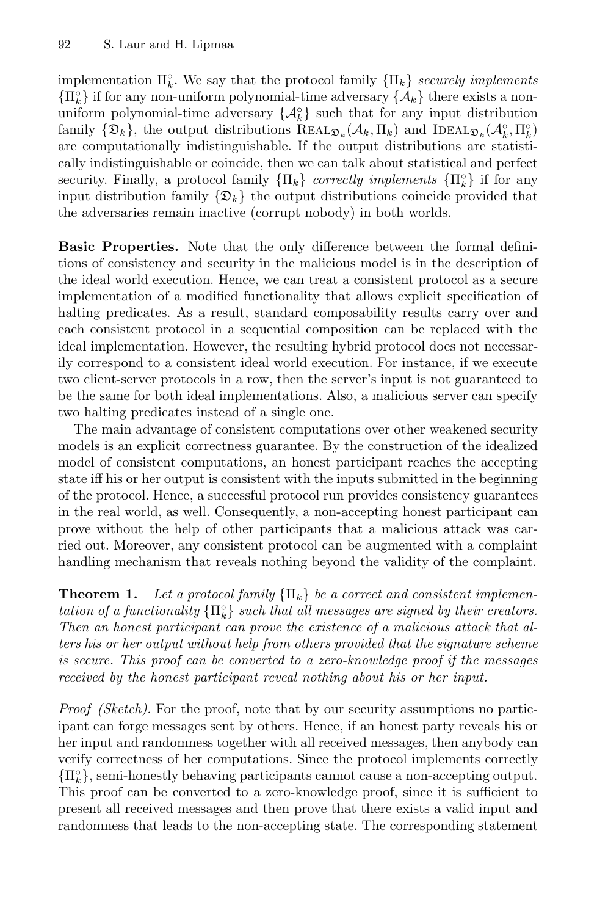implementation $\Pi_k^\circ$. We say that the protocol family $\{\Pi_k\}$ *securely implements* $\{\Pi_k^\circ\}$ if for any non-uniform polynomial-time adversary $\{\mathcal{A}_k\}$ there exists a non-uniform polynomial-time adversary $\{\mathcal{A}_k^\circ\}$ such that for any input distribution family $\{\mathfrak{D}_k\}$, the output distributions $\textsc{Real}_{\mathfrak{D}_k}(\mathcal{A}_k, \Pi_k)$ and $\textsc{Ideal}_{\mathfrak{D}_k}(\mathcal{A}_k^\circ, \Pi_k^\circ)$ are computationally indistinguishable. If the output distributions are statistically indistinguishable or coincide, then we can talk about statistical and perfect security. Finally, a protocol family $\{\Pi_k\}$ *correctly implements* $\{\Pi_k^\circ\}$ if for any input distribution family $\{\mathfrak{D}_k\}$ the output distributions coincide provided that the adversaries remain inactive (corrupt nobody) in both worlds.

**Basic Properties.** Note that the only difference between the formal definitions of consistency and security in the malicious model is in the description of the ideal world execution. Hence, we can treat a consistent protocol as a secure implementation of a modified functionality that allows explicit specification of halting predicates. As a result, standard composability results carry over and each consistent protocol in a sequential composition can be replaced with the ideal implementation. However, the resulting hybrid protocol does not necessarily correspond to a consistent ideal world execution. For instance, if we execute two client-server protocols in a row, then the server's input is not guaranteed to be the same for both ideal implementations. Also, a malicious server can specify two halting predicates instead of a single one.

The main advantage of consistent computations over other weakened security models is an explicit correctness guarantee. By the construction of the idealized model of consistent computations, an honest participant reaches the accepting state iff his or her output is consistent with the inputs submitted in the beginning of the protocol. Hence, a successful protocol run provides consistency guarantees in the real world, as well. Consequently, a non-accepting honest participant can prove without the help of other participants that a malicious attack was carried out. Moreover, any consistent protocol can be augmented with a complaint handling mechanism that reveals nothing beyond the validity of the complaint.

**Theorem 1.** *Let a protocol family $\{\Pi_k\}$ be a correct and consistent implementation of a functionality $\{\Pi_k^\circ\}$ such that all messages are signed by their creators. Then an honest participant can prove the existence of a malicious attack that alters his or her output without help from others provided that the signature scheme is secure. This proof can be converted to a zero-knowledge proof if the messages received by the honest participant reveal nothing about his or her input.*

*Proof (Sketch).* For the proof, note that by our security assumptions no participant can forge messages sent by others. Hence, if an honest party reveals his or her input and randomness together with all received messages, then anybody can verify correctness of her computations. Since the protocol implements correctly $\{\Pi_k^\circ\}$, semi-honestly behaving participants cannot cause a non-accepting output. This proof can be converted to a zero-knowledge proof, since it is sufficient to present all received messages and then prove that there exists a valid input and randomness that leads to the non-accepting state. The corresponding statement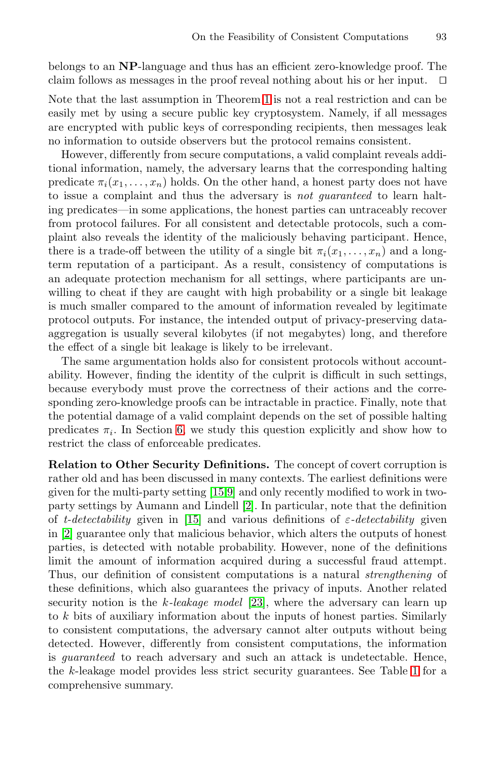belongs to an **NP**-language and thus has an efficient zero-knowledge proof. The claim follows as messages in the proof reveal nothing about his or her input. □

Note that the last assumption in Theorem 1 is not a real restriction and can be easily met by using a secure public key cryptosystem. Namely, if all messages are encrypted with public keys of corresponding recipients, then messages leak no information to outside observers but the protocol remains consistent.

However, differently from secure computations, a valid complaint reveals additional information, namely, the adversary learns that the corresponding halting predicate $\pi_i(x_1, \ldots, x_n)$ holds. On the other hand, a honest party does not have to issue a complaint and thus the adversary is *not guaranteed* to learn halting predicates—in some applications, the honest parties can untraceably recover from protocol failures. For all consistent and detectable protocols, such a complaint also reveals the identity of the maliciously behaving participant. Hence, there is a trade-off between the utility of a single bit $\pi_i(x_1, \ldots, x_n)$ and a long-term reputation of a participant. As a result, consistency of computations is an adequate protection mechanism for all settings, where participants are unwilling to cheat if they are caught with high probability or a single bit leakage is much smaller compared to the amount of information revealed by legitimate protocol outputs. For instance, the intended output of privacy-preserving data-aggregation is usually several kilobytes (if not megabytes) long, and therefore the effect of a single bit leakage is likely to be irrelevant.

The same argumentation holds also for consistent protocols without accountability. However, finding the identity of the culprit is difficult in such settings, because everybody must prove the correctness of their actions and the corresponding zero-knowledge proofs can be intractable in practice. Finally, note that the potential damage of a valid complaint depends on the set of possible halting predicates $\pi_i$. In Section 6, we study this question explicitly and show how to restrict the class of enforceable predicates.

**Relation to Other Security Definitions.** The concept of covert corruption is rather old and has been discussed in many contexts. The earliest definitions were given for the multi-party setting [15,9] and only recently modified to work in two-party settings by Aumann and Lindell [2]. In particular, note that the definition of *t-detectability* given in [15] and various definitions of *ε-detectability* given in [2] guarantee only that malicious behavior, which alters the outputs of honest parties, is detected with notable probability. However, none of the definitions limit the amount of information acquired during a successful fraud attempt. Thus, our definition of consistent computations is a natural *strengthening* of these definitions, which also guarantees the privacy of inputs. Another related security notion is the *k-leakage model* [23], where the adversary can learn up to $k$ bits of auxiliary information about the inputs of honest parties. Similarly to consistent computations, the adversary cannot alter outputs without being detected. However, differently from consistent computations, the information is *guaranteed* to reach adversary and such an attack is undetectable. Hence, the $k$-leakage model provides less strict security guarantees. See Table 1 for a comprehensive summary.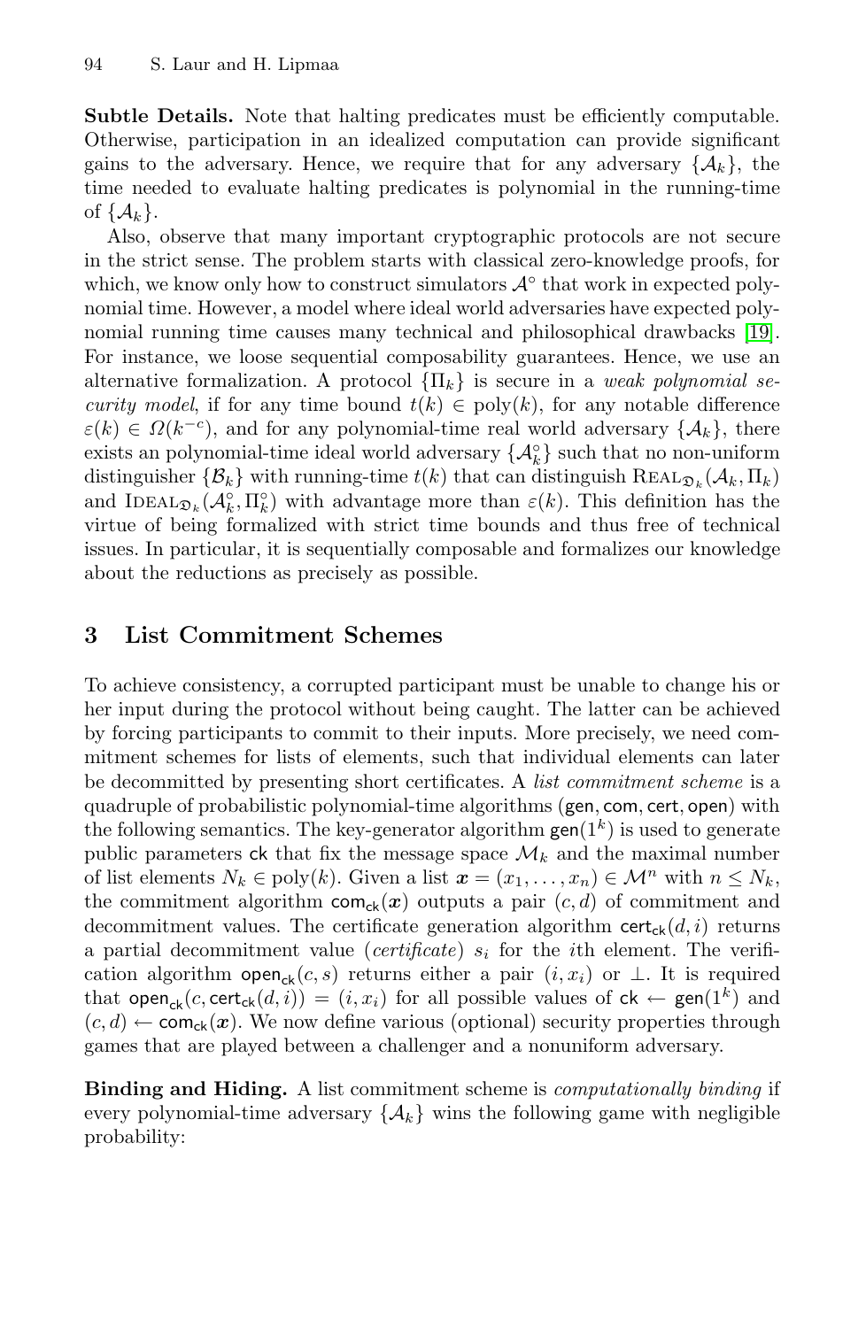**Subtle Details.** Note that halting predicates must be efficiently computable. Otherwise, participation in an idealized computation can provide significant gains to the adversary. Hence, we require that for any adversary $\{\mathcal{A}_k\}$, the time needed to evaluate halting predicates is polynomial in the running-time of $\{\mathcal{A}_k\}$.

Also, observe that many important cryptographic protocols are not secure in the strict sense. The problem starts with classical zero-knowledge proofs, for which, we know only how to construct simulators $\mathcal{A}^\circ$ that work in expected polynomial time. However, a model where ideal world adversaries have expected polynomial running time causes many technical and philosophical drawbacks [19]. For instance, we loose sequential composability guarantees. Hence, we use an alternative formalization. A protocol $\{\Pi_k\}$ is secure in a *weak polynomial security model*, if for any time bound $t(k) \in \mathrm{poly}(k)$, for any notable difference $\varepsilon(k) \in \Omega(k^{-c})$, and for any polynomial-time real world adversary $\{\mathcal{A}_k\}$, there exists an polynomial-time ideal world adversary $\{\mathcal{A}_k^\circ\}$ such that no non-uniform distinguisher $\{\mathcal{B}_k\}$ with running-time $t(k)$ that can distinguish $\textsc{Real}_{\mathfrak{D}_k}(\mathcal{A}_k, \Pi_k)$ and $\textsc{Ideal}_{\mathfrak{D}_k}(\mathcal{A}_k^\circ, \Pi_k^\circ)$ with advantage more than $\varepsilon(k)$. This definition has the virtue of being formalized with strict time bounds and thus free of technical issues. In particular, it is sequentially composable and formalizes our knowledge about the reductions as precisely as possible.

## 3 List Commitment Schemes

To achieve consistency, a corrupted participant must be unable to change his or her input during the protocol without being caught. The latter can be achieved by forcing participants to commit to their inputs. More precisely, we need commitment schemes for lists of elements, such that individual elements can later be decommitted by presenting short certificates. A *list commitment scheme* is a quadruple of probabilistic polynomial-time algorithms $(\mathsf{gen}, \mathsf{com}, \mathsf{cert}, \mathsf{open})$ with the following semantics. The key-generator algorithm $\mathsf{gen}(1^k)$ is used to generate public parameters $\mathsf{ck}$ that fix the message space $\mathcal{M}_k$ and the maximal number of list elements $N_k \in \mathrm{poly}(k)$. Given a list $\boldsymbol{x} = (x_1, \ldots, x_n) \in \mathcal{M}^n$ with $n \leq N_k$, the commitment algorithm $\mathsf{com}_{\mathsf{ck}}(\boldsymbol{x})$ outputs a pair $(c, d)$ of commitment and decommitment values. The certificate generation algorithm $\mathsf{cert}_{\mathsf{ck}}(d, i)$ returns a partial decommitment value (*certificate*) $s_i$ for the $i$th element. The verification algorithm $\mathsf{open}_{\mathsf{ck}}(c, s)$ returns either a pair $(i, x_i)$ or $\perp$. It is required that $\mathsf{open}_{\mathsf{ck}}(c, \mathsf{cert}_{\mathsf{ck}}(d, i)) = (i, x_i)$ for all possible values of $\mathsf{ck} \leftarrow \mathsf{gen}(1^k)$ and $(c, d) \leftarrow \mathsf{com}_{\mathsf{ck}}(\boldsymbol{x})$. We now define various (optional) security properties through games that are played between a challenger and a nonuniform adversary.

**Binding and Hiding.** A list commitment scheme is *computationally binding* if every polynomial-time adversary $\{\mathcal{A}_k\}$ wins the following game with negligible probability: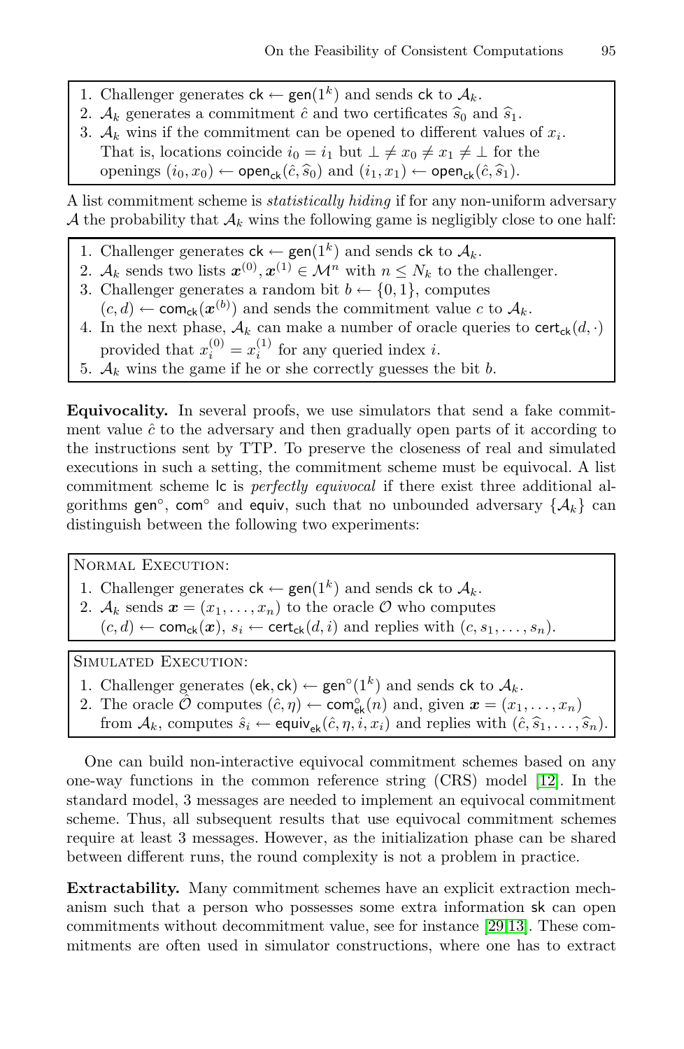1. Challenger generates $\mathsf{ck} \leftarrow \mathsf{gen}(1^k)$ and sends $\mathsf{ck}$ to $\mathcal{A}_k$.
2. $\mathcal{A}_k$ generates a commitment $\hat{c}$ and two certificates $\widehat{s}_0$ and $\widehat{s}_1$.
3. $\mathcal{A}_k$ wins if the commitment can be opened to different values of $x_i$. That is, locations coincide $i_0 = i_1$ but $\perp \neq x_0 \neq x_1 \neq \perp$ for the openings $(i_0, x_0) \leftarrow \mathsf{open}_{\mathsf{ck}}(\hat{c}, \widehat{s}_0)$ and $(i_1, x_1) \leftarrow \mathsf{open}_{\mathsf{ck}}(\hat{c}, \widehat{s}_1)$.

A list commitment scheme is *statistically hiding* if for any non-uniform adversary $\mathcal{A}$ the probability that $\mathcal{A}_k$ wins the following game is negligibly close to one half:

1. Challenger generates $\mathsf{ck} \leftarrow \mathsf{gen}(1^k)$ and sends $\mathsf{ck}$ to $\mathcal{A}_k$.
2. $\mathcal{A}_k$ sends two lists $\boldsymbol{x}^{(0)}, \boldsymbol{x}^{(1)} \in \mathcal{M}^n$ with $n \leq N_k$ to the challenger.
3. Challenger generates a random bit $b \leftarrow \{0, 1\}$, computes $(c, d) \leftarrow \mathsf{com}_{\mathsf{ck}}(\boldsymbol{x}^{(b)})$ and sends the commitment value $c$ to $\mathcal{A}_k$.
4. In the next phase, $\mathcal{A}_k$ can make a number of oracle queries to $\mathsf{cert}_{\mathsf{ck}}(d, \cdot)$ provided that $x_i^{(0)} = x_i^{(1)}$ for any queried index $i$.
5. $\mathcal{A}_k$ wins the game if he or she correctly guesses the bit $b$.

**Equivocality.** In several proofs, we use simulators that send a fake commitment value $\hat{c}$ to the adversary and then gradually open parts of it according to the instructions sent by TTP. To preserve the closeness of real and simulated executions in such a setting, the commitment scheme must be equivocal. A list commitment scheme $\mathsf{lc}$ is *perfectly equivocal* if there exist three additional algorithms $\mathsf{gen}^\circ$, $\mathsf{com}^\circ$ and $\mathsf{equiv}$, such that no unbounded adversary $\{\mathcal{A}_k\}$ can distinguish between the following two experiments:

Normal Execution:

1. Challenger generates $\mathsf{ck} \leftarrow \mathsf{gen}(1^k)$ and sends $\mathsf{ck}$ to $\mathcal{A}_k$.
2. $\mathcal{A}_k$ sends $\boldsymbol{x} = (x_1, \ldots, x_n)$ to the oracle $\mathcal{O}$ who computes $(c, d) \leftarrow \mathsf{com}_{\mathsf{ck}}(\boldsymbol{x})$, $s_i \leftarrow \mathsf{cert}_{\mathsf{ck}}(d, i)$ and replies with $(c, s_1, \ldots, s_n)$.

Simulated Execution:

1. Challenger generates $(\mathsf{ek}, \mathsf{ck}) \leftarrow \mathsf{gen}^\circ(1^k)$ and sends $\mathsf{ck}$ to $\mathcal{A}_k$.
2. The oracle $\hat{\mathcal{O}}$ computes $(\hat{c}, \eta) \leftarrow \mathsf{com}^\circ_{\mathsf{ek}}(n)$ and, given $\boldsymbol{x} = (x_1, \ldots, x_n)$ from $\mathcal{A}_k$, computes $\hat{s}_i \leftarrow \mathsf{equiv}_{\mathsf{ek}}(\hat{c}, \eta, i, x_i)$ and replies with $(\hat{c}, \widehat{s}_1, \ldots, \widehat{s}_n)$.

One can build non-interactive equivocal commitment schemes based on any one-way functions in the common reference string (CRS) model [12]. In the standard model, 3 messages are needed to implement an equivocal commitment scheme. Thus, all subsequent results that use equivocal commitment schemes require at least 3 messages. However, as the initialization phase can be shared between different runs, the round complexity is not a problem in practice.

**Extractability.** Many commitment schemes have an explicit extraction mechanism such that a person who possesses some extra information $\mathsf{sk}$ can open commitments without decommitment value, see for instance [29,13]. These commitments are often used in simulator constructions, where one has to extract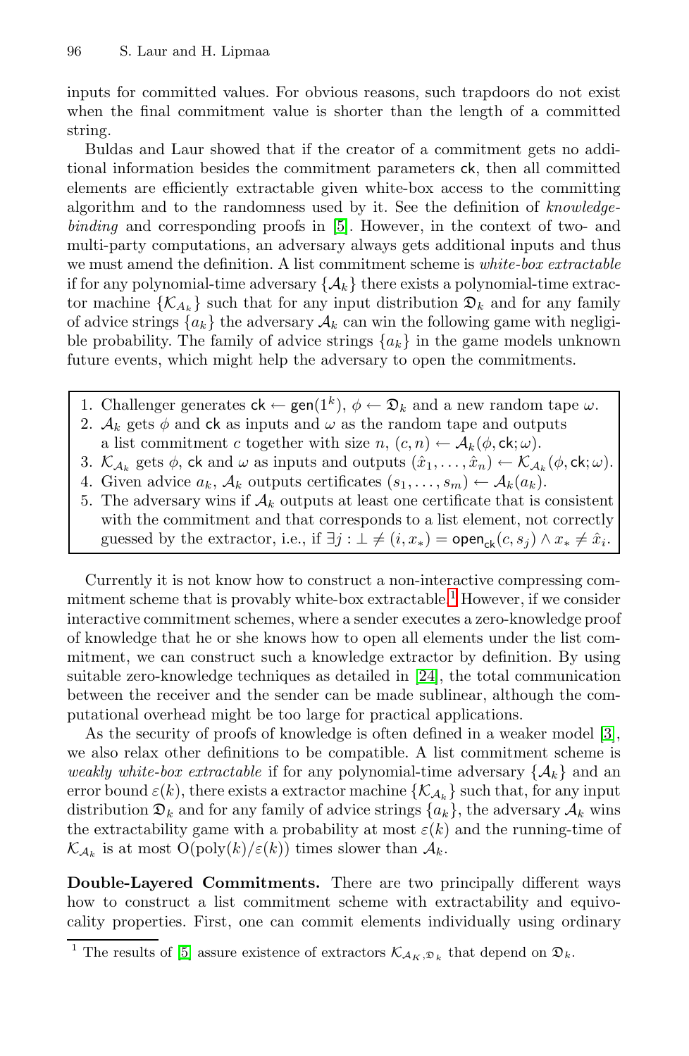inputs for committed values. For obvious reasons, such trapdoors do not exist when the final commitment value is shorter than the length of a committed string.

Buldas and Laur showed that if the creator of a commitment gets no additional information besides the commitment parameters $\mathsf{ck}$, then all committed elements are efficiently extractable given white-box access to the committing algorithm and to the randomness used by it. See the definition of *knowledge-binding* and corresponding proofs in [5]. However, in the context of two- and multi-party computations, an adversary always gets additional inputs and thus we must amend the definition. A list commitment scheme is *white-box extractable* if for any polynomial-time adversary $\{\mathcal{A}_k\}$ there exists a polynomial-time extractor machine $\{\mathcal{K}_{\mathcal{A}_k}\}$ such that for any input distribution $\mathfrak{D}_k$ and for any family of advice strings $\{a_k\}$ the adversary $\mathcal{A}_k$ can win the following game with negligible probability. The family of advice strings $\{a_k\}$ in the game models unknown future events, which might help the adversary to open the commitments.

1. Challenger generates $\mathsf{ck} \leftarrow \mathsf{gen}(1^k)$, $\phi \leftarrow \mathfrak{D}_k$ and a new random tape $\omega$.
2. $\mathcal{A}_k$ gets $\phi$ and $\mathsf{ck}$ as inputs and $\omega$ as the random tape and outputs a list commitment $c$ together with size $n$, $(c, n) \leftarrow \mathcal{A}_k(\phi, \mathsf{ck}; \omega)$.
3. $\mathcal{K}_{\mathcal{A}_k}$ gets $\phi$, $\mathsf{ck}$ and $\omega$ as inputs and outputs $(\hat{x}_1, \ldots, \hat{x}_n) \leftarrow \mathcal{K}_{\mathcal{A}_k}(\phi, \mathsf{ck}; \omega)$.
4. Given advice $a_k$, $\mathcal{A}_k$ outputs certificates $(s_1, \ldots, s_m) \leftarrow \mathcal{A}_k(a_k)$.
5. The adversary wins if $\mathcal{A}_k$ outputs at least one certificate that is consistent with the commitment and that corresponds to a list element, not correctly guessed by the extractor, i.e., if $\exists j : \perp \neq (i, x_*) = \mathsf{open}_{\mathsf{ck}}(c, s_j) \wedge x_* \neq \hat{x}_i$.

Currently it is not know how to construct a non-interactive compressing commitment scheme that is provably white-box extractable.[1] However, if we consider interactive commitment schemes, where a sender executes a zero-knowledge proof of knowledge that he or she knows how to open all elements under the list commitment, we can construct such a knowledge extractor by definition. By using suitable zero-knowledge techniques as detailed in [24], the total communication between the receiver and the sender can be made sublinear, although the computational overhead might be too large for practical applications.

As the security of proofs of knowledge is often defined in a weaker model [3], we also relax other definitions to be compatible. A list commitment scheme is *weakly white-box extractable* if for any polynomial-time adversary $\{\mathcal{A}_k\}$ and an error bound $\varepsilon(k)$, there exists a extractor machine $\{\mathcal{K}_{\mathcal{A}_k}\}$ such that, for any input distribution $\mathfrak{D}_k$ and for any family of advice strings $\{a_k\}$, the adversary $\mathcal{A}_k$ wins the extractability game with a probability at most $\varepsilon(k)$ and the running-time of $\mathcal{K}_{\mathcal{A}_k}$ is at most $\mathrm{O}(\mathrm{poly}(k)/\varepsilon(k))$ times slower than $\mathcal{A}_k$.

**Double-Layered Commitments.** There are two principally different ways how to construct a list commitment scheme with extractability and equivocality properties. First, one can commit elements individually using ordinary

[1] The results of [5] assure existence of extractors $\mathcal{K}_{\mathcal{A}_K, \mathfrak{D}_k}$ that depend on $\mathfrak{D}_k$.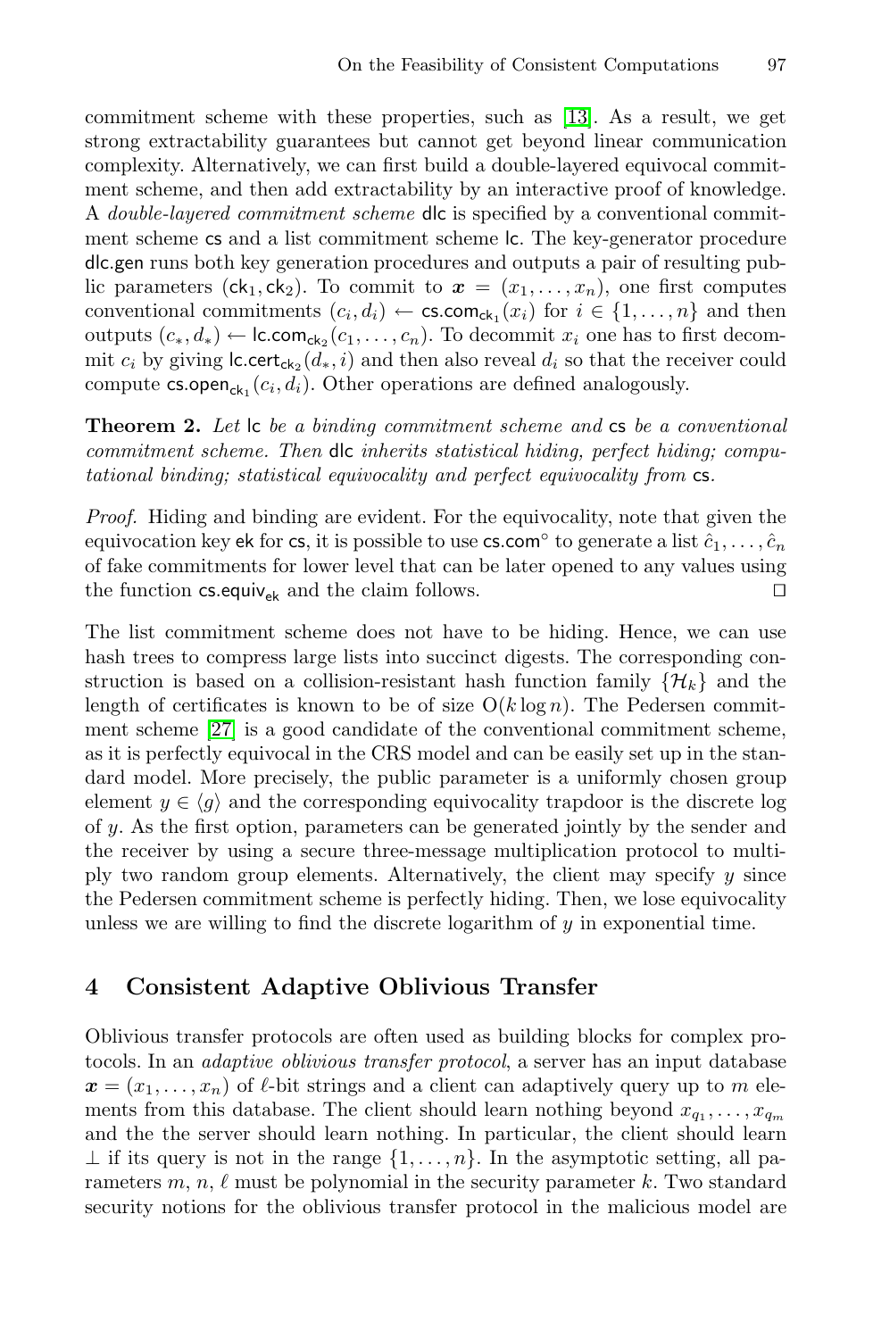commitment scheme with these properties, such as [13]. As a result, we get strong extractability guarantees but cannot get beyond linear communication complexity. Alternatively, we can first build a double-layered equivocal commitment scheme, and then add extractability by an interactive proof of knowledge. A *double-layered commitment scheme* $\mathsf{dlc}$ is specified by a conventional commitment scheme $\mathsf{cs}$ and a list commitment scheme $\mathsf{lc}$. The key-generator procedure $\mathsf{dlc.gen}$ runs both key generation procedures and outputs a pair of resulting public parameters $(\mathsf{ck}_1, \mathsf{ck}_2)$. To commit to $\boldsymbol{x} = (x_1, \ldots, x_n)$, one first computes conventional commitments $(c_i, d_i) \leftarrow \mathsf{cs.com}_{\mathsf{ck}_1}(x_i)$ for $i \in \{1, \ldots, n\}$ and then outputs $(c_*, d_*) \leftarrow \mathsf{lc.com}_{\mathsf{ck}_2}(c_1, \ldots, c_n)$. To decommit $x_i$ one has to first decommit $c_i$ by giving $\mathsf{lc.cert}_{\mathsf{ck}_2}(d_*, i)$ and then also reveal $d_i$ so that the receiver could compute $\mathsf{cs.open}_{\mathsf{ck}_1}(c_i, d_i)$. Other operations are defined analogously.

**Theorem 2.** *Let* $\mathsf{lc}$ *be a binding commitment scheme and* $\mathsf{cs}$ *be a conventional commitment scheme. Then* $\mathsf{dlc}$ *inherits statistical hiding, perfect hiding; computational binding; statistical equivocality and perfect equivocality from* $\mathsf{cs}$*.*

*Proof.* Hiding and binding are evident. For the equivocality, note that given the equivocation key $\mathsf{ek}$ for $\mathsf{cs}$, it is possible to use $\mathsf{cs.com}^{\circ}$ to generate a list $\hat{c}_1, \ldots, \hat{c}_n$ of fake commitments for lower level that can be later opened to any values using the function $\mathsf{cs.equiv}_{\mathsf{ek}}$ and the claim follows. □

The list commitment scheme does not have to be hiding. Hence, we can use hash trees to compress large lists into succinct digests. The corresponding construction is based on a collision-resistant hash function family $\{\mathcal{H}_k\}$ and the length of certificates is known to be of size $\mathrm{O}(k \log n)$. The Pedersen commitment scheme [27] is a good candidate of the conventional commitment scheme, as it is perfectly equivocal in the CRS model and can be easily set up in the standard model. More precisely, the public parameter is a uniformly chosen group element $y \in \langle g \rangle$ and the corresponding equivocality trapdoor is the discrete log of $y$. As the first option, parameters can be generated jointly by the sender and the receiver by using a secure three-message multiplication protocol to multiply two random group elements. Alternatively, the client may specify $y$ since the Pedersen commitment scheme is perfectly hiding. Then, we lose equivocality unless we are willing to find the discrete logarithm of $y$ in exponential time.

## 4 Consistent Adaptive Oblivious Transfer

Oblivious transfer protocols are often used as building blocks for complex protocols. In an *adaptive oblivious transfer protocol*, a server has an input database $\boldsymbol{x} = (x_1, \ldots, x_n)$ of $\ell$-bit strings and a client can adaptively query up to $m$ elements from this database. The client should learn nothing beyond $x_{q_1}, \ldots, x_{q_m}$ and the the server should learn nothing. In particular, the client should learn $\perp$ if its query is not in the range $\{1, \ldots, n\}$. In the asymptotic setting, all parameters $m$, $n$, $\ell$ must be polynomial in the security parameter $k$. Two standard security notions for the oblivious transfer protocol in the malicious model are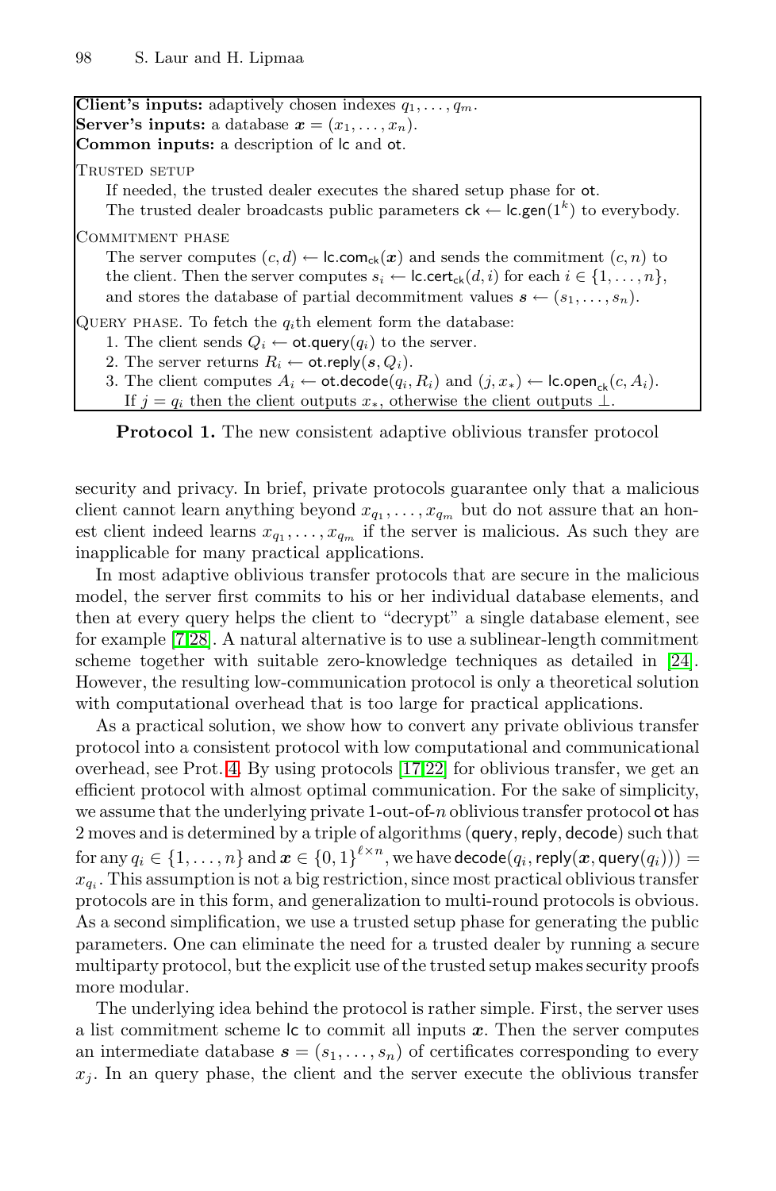**Client's inputs:** adaptively chosen indexes $q_1, \dots, q_m$.
**Server's inputs:** a database $\boldsymbol{x} = (x_1, \dots, x_n)$.
**Common inputs:** a description of $\mathsf{lc}$ and $\mathsf{ot}$.

TRUSTED SETUP

If needed, the trusted dealer executes the shared setup phase for $\mathsf{ot}$.
The trusted dealer broadcasts public parameters $\mathsf{ck} \leftarrow \mathsf{lc.gen}(1^k)$ to everybody.

COMMITMENT PHASE

The server computes $(c, d) \leftarrow \mathsf{lc.com}_{\mathsf{ck}}(\boldsymbol{x})$ and sends the commitment $(c, n)$ to the client. Then the server computes $s_i \leftarrow \mathsf{lc.cert}_{\mathsf{ck}}(d, i)$ for each $i \in \{1, \dots, n\}$, and stores the database of partial decommitment values $\boldsymbol{s} \leftarrow (s_1, \dots, s_n)$.

QUERY PHASE. To fetch the $q_i$th element form the database:

1. The client sends $Q_i \leftarrow \mathsf{ot.query}(q_i)$ to the server.
2. The server returns $R_i \leftarrow \mathsf{ot.reply}(\boldsymbol{s}, Q_i)$.
3. The client computes $A_i \leftarrow \mathsf{ot.decode}(q_i, R_i)$ and $(j, x_*) \leftarrow \mathsf{lc.open}_{\mathsf{ck}}(c, A_i)$. If $j = q_i$ then the client outputs $x_*$, otherwise the client outputs $\perp$.

**Protocol 1.** The new consistent adaptive oblivious transfer protocol

security and privacy. In brief, private protocols guarantee only that a malicious client cannot learn anything beyond $x_{q_1}, \dots, x_{q_m}$ but do not assure that an honest client indeed learns $x_{q_1}, \dots, x_{q_m}$ if the server is malicious. As such they are inapplicable for many practical applications.

In most adaptive oblivious transfer protocols that are secure in the malicious model, the server first commits to his or her individual database elements, and then at every query helps the client to "decrypt" a single database element, see for example [7,28]. A natural alternative is to use a sublinear-length commitment scheme together with suitable zero-knowledge techniques as detailed in [24]. However, the resulting low-communication protocol is only a theoretical solution with computational overhead that is too large for practical applications.

As a practical solution, we show how to convert any private oblivious transfer protocol into a consistent protocol with low computational and communicational overhead, see Prot. 4. By using protocols [17,22] for oblivious transfer, we get an efficient protocol with almost optimal communication. For the sake of simplicity, we assume that the underlying private 1-out-of-$n$ oblivious transfer protocol $\mathsf{ot}$ has 2 moves and is determined by a triple of algorithms ($\mathsf{query}, \mathsf{reply}, \mathsf{decode}$) such that for any $q_i \in \{1, \dots, n\}$ and $\boldsymbol{x} \in \{0,1\}^{\ell \times n}$, we have $\mathsf{decode}(q_i, \mathsf{reply}(\boldsymbol{x}, \mathsf{query}(q_i))) = x_{q_i}$. This assumption is not a big restriction, since most practical oblivious transfer protocols are in this form, and generalization to multi-round protocols is obvious. As a second simplification, we use a trusted setup phase for generating the public parameters. One can eliminate the need for a trusted dealer by running a secure multiparty protocol, but the explicit use of the trusted setup makes security proofs more modular.

The underlying idea behind the protocol is rather simple. First, the server uses a list commitment scheme $\mathsf{lc}$ to commit all inputs $\boldsymbol{x}$. Then the server computes an intermediate database $\boldsymbol{s} = (s_1, \dots, s_n)$ of certificates corresponding to every $x_j$. In an query phase, the client and the server execute the oblivious transfer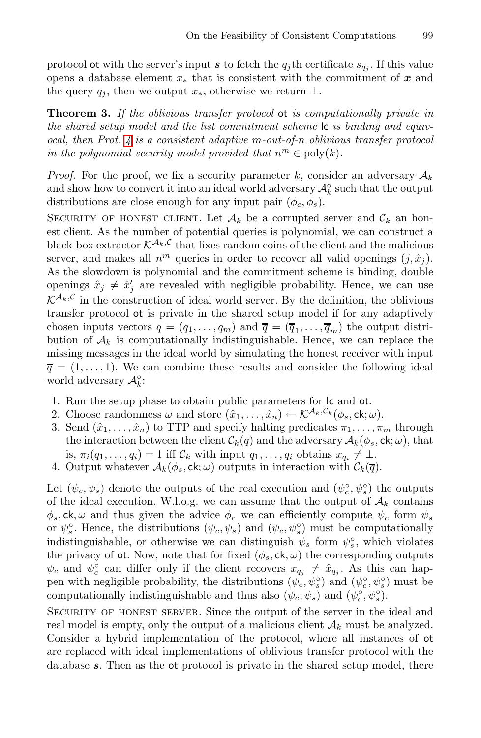protocol ot with the server's input $\boldsymbol{s}$ to fetch the $q_j$th certificate $s_{q_j}$. If this value opens a database element $x_*$ that is consistent with the commitment of $\boldsymbol{x}$ and the query $q_j$, then we output $x_*$, otherwise we return $\perp$.

**Theorem 3.** *If the oblivious transfer protocol* ot *is computationally private in the shared setup model and the list commitment scheme* lc *is binding and equivocal, then Prot. 4 is a consistent adaptive m-out-of-n oblivious transfer protocol in the polynomial security model provided that* $n^m \in \mathrm{poly}(k)$.

*Proof.* For the proof, we fix a security parameter $k$, consider an adversary $\mathcal{A}_k$ and show how to convert it into an ideal world adversary $\mathcal{A}_k^\circ$ such that the output distributions are close enough for any input pair $(\phi_c, \phi_s)$.

Security of honest client. Let $\mathcal{A}_k$ be a corrupted server and $\mathcal{C}_k$ an honest client. As the number of potential queries is polynomial, we can construct a black-box extractor $\mathcal{K}^{\mathcal{A}_k,\mathcal{C}}$ that fixes random coins of the client and the malicious server, and makes all $n^m$ queries in order to recover all valid openings $(j, \hat{x}_j)$. As the slowdown is polynomial and the commitment scheme is binding, double openings $\hat{x}_j \neq \hat{x}'_j$ are revealed with negligible probability. Hence, we can use $\mathcal{K}^{\mathcal{A}_k,\mathcal{C}}$ in the construction of ideal world server. By the definition, the oblivious transfer protocol ot is private in the shared setup model if for any adaptively chosen inputs vectors $q = (q_1, \ldots, q_m)$ and $\overline{q} = (\overline{q}_1, \ldots, \overline{q}_m)$ the output distribution of $\mathcal{A}_k$ is computationally indistinguishable. Hence, we can replace the missing messages in the ideal world by simulating the honest receiver with input $\overline{q} = (1, \ldots, 1)$. We can combine these results and consider the following ideal world adversary $\mathcal{A}_k^\circ$:

1. Run the setup phase to obtain public parameters for lc and ot.
2. Choose randomness $\omega$ and store $(\hat{x}_1, \ldots, \hat{x}_n) \leftarrow \mathcal{K}^{\mathcal{A}_k,\mathcal{C}_k}(\phi_s, \mathsf{ck}; \omega)$.
3. Send $(\hat{x}_1, \ldots, \hat{x}_n)$ to TTP and specify halting predicates $\pi_1, \ldots, \pi_m$ through the interaction between the client $\mathcal{C}_k(q)$ and the adversary $\mathcal{A}_k(\phi_s, \mathsf{ck}; \omega)$, that is, $\pi_i(q_1, \ldots, q_i) = 1$ iff $\mathcal{C}_k$ with input $q_1, \ldots, q_i$ obtains $x_{q_i} \neq \perp$.
4. Output whatever $\mathcal{A}_k(\phi_s, \mathsf{ck}; \omega)$ outputs in interaction with $\mathcal{C}_k(\overline{q})$.

Let $(\psi_c, \psi_s)$ denote the outputs of the real execution and $(\psi_c^\circ, \psi_s^\circ)$ the outputs of the ideal execution. W.l.o.g. we can assume that the output of $\mathcal{A}_k$ contains $\phi_s, \mathsf{ck}, \omega$ and thus given the advice $\phi_c$ we can efficiently compute $\psi_c$ form $\psi_s$ or $\psi_s^\circ$. Hence, the distributions $(\psi_c, \psi_s)$ and $(\psi_c, \psi_s^\circ)$ must be computationally indistinguishable, or otherwise we can distinguish $\psi_s$ form $\psi_s^\circ$, which violates the privacy of ot. Now, note that for fixed $(\phi_s, \mathsf{ck}, \omega)$ the corresponding outputs $\psi_c$ and $\psi_c^\circ$ can differ only if the client recovers $x_{q_j} \neq \hat{x}_{q_j}$. As this can happen with negligible probability, the distributions $(\psi_c, \psi_s^\circ)$ and $(\psi_c^\circ, \psi_s^\circ)$ must be computationally indistinguishable and thus also $(\psi_c, \psi_s)$ and $(\psi_c^\circ, \psi_s^\circ)$.

Security of honest server. Since the output of the server in the ideal and real model is empty, only the output of a malicious client $\mathcal{A}_k$ must be analyzed. Consider a hybrid implementation of the protocol, where all instances of ot are replaced with ideal implementations of oblivious transfer protocol with the database $\boldsymbol{s}$. Then as the ot protocol is private in the shared setup model, there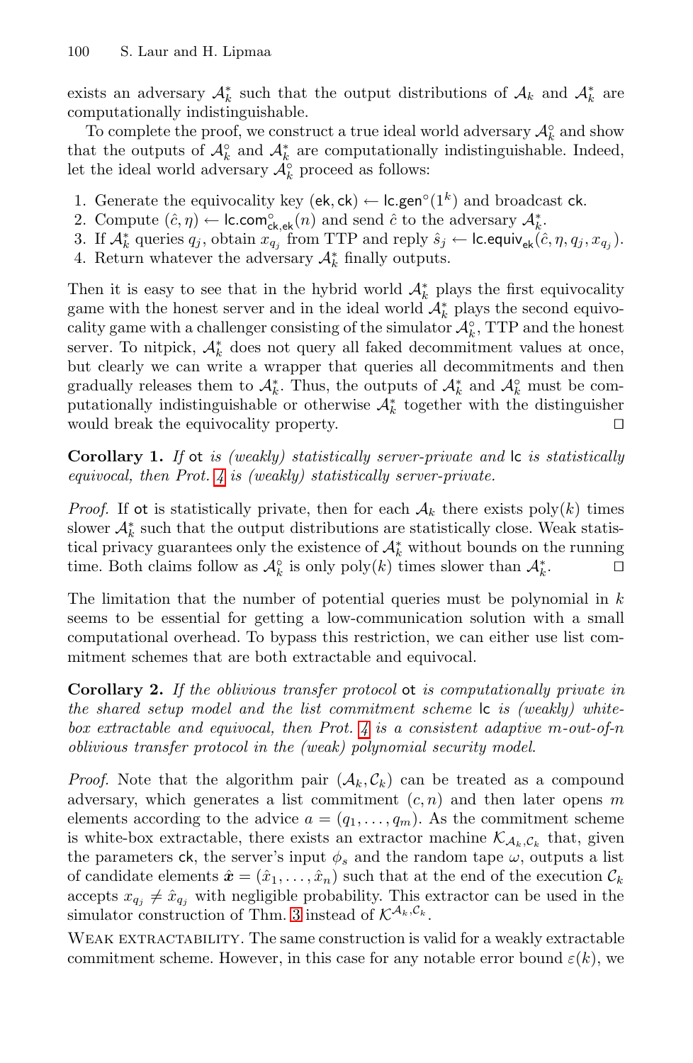exists an adversary $\mathcal{A}^*_k$ such that the output distributions of $\mathcal{A}_k$ and $\mathcal{A}^*_k$ are computationally indistinguishable.

To complete the proof, we construct a true ideal world adversary $\mathcal{A}^\circ_k$ and show that the outputs of $\mathcal{A}^\circ_k$ and $\mathcal{A}^*_k$ are computationally indistinguishable. Indeed, let the ideal world adversary $\mathcal{A}^\circ_k$ proceed as follows:

1. Generate the equivocality key $(\mathsf{ek}, \mathsf{ck}) \leftarrow \mathsf{lc.gen}^\circ(1^k)$ and broadcast $\mathsf{ck}$.
2. Compute $(\hat{c}, \eta) \leftarrow \mathsf{lc.com}^\circ_{\mathsf{ck},\mathsf{ek}}(n)$ and send $\hat{c}$ to the adversary $\mathcal{A}^*_k$.
3. If $\mathcal{A}^*_k$ queries $q_j$, obtain $x_{q_j}$ from TTP and reply $\hat{s}_j \leftarrow \mathsf{lc.equiv}_{\mathsf{ek}}(\hat{c}, \eta, q_j, x_{q_j})$.
4. Return whatever the adversary $\mathcal{A}^*_k$ finally outputs.

Then it is easy to see that in the hybrid world $\mathcal{A}^*_k$ plays the first equivocality game with the honest server and in the ideal world $\mathcal{A}^*_k$ plays the second equivocality game with a challenger consisting of the simulator $\mathcal{A}^\circ_k$, TTP and the honest server. To nitpick, $\mathcal{A}^*_k$ does not query all faked decommitment values at once, but clearly we can write a wrapper that queries all decommitments and then gradually releases them to $\mathcal{A}^*_k$. Thus, the outputs of $\mathcal{A}^*_k$ and $\mathcal{A}^\circ_k$ must be computationally indistinguishable or otherwise $\mathcal{A}^*_k$ together with the distinguisher would break the equivocality property. □

**Corollary 1.** *If* $\mathsf{ot}$ *is (weakly) statistically server-private and* $\mathsf{lc}$ *is statistically equivocal, then Prot. 4 is (weakly) statistically server-private.*

*Proof.* If $\mathsf{ot}$ is statistically private, then for each $\mathcal{A}_k$ there exists $\mathrm{poly}(k)$ times slower $\mathcal{A}^*_k$ such that the output distributions are statistically close. Weak statistical privacy guarantees only the existence of $\mathcal{A}^*_k$ without bounds on the running time. Both claims follow as $\mathcal{A}^\circ_k$ is only $\mathrm{poly}(k)$ times slower than $\mathcal{A}^*_k$. □

The limitation that the number of potential queries must be polynomial in $k$ seems to be essential for getting a low-communication solution with a small computational overhead. To bypass this restriction, we can either use list commitment schemes that are both extractable and equivocal.

**Corollary 2.** *If the oblivious transfer protocol* $\mathsf{ot}$ *is computationally private in the shared setup model and the list commitment scheme* $\mathsf{lc}$ *is (weakly) white-box extractable and equivocal, then Prot. 4 is a consistent adaptive* $m$*-out-of-*$n$ *oblivious transfer protocol in the (weak) polynomial security model.*

*Proof.* Note that the algorithm pair $(\mathcal{A}_k, \mathcal{C}_k)$ can be treated as a compound adversary, which generates a list commitment $(c, n)$ and then later opens $m$ elements according to the advice $a = (q_1, \dots, q_m)$. As the commitment scheme is white-box extractable, there exists an extractor machine $\mathcal{K}_{\mathcal{A}_k,\mathcal{C}_k}$ that, given the parameters $\mathsf{ck}$, the server's input $\phi_s$ and the random tape $\omega$, outputs a list of candidate elements $\hat{\boldsymbol{x}} = (\hat{x}_1, \dots, \hat{x}_n)$ such that at the end of the execution $\mathcal{C}_k$ accepts $x_{q_j} \neq \hat{x}_{q_j}$ with negligible probability. This extractor can be used in the simulator construction of Thm. 3 instead of $\mathcal{K}^{\mathcal{A}_k,\mathcal{C}_k}$.

Weak extractability. The same construction is valid for a weakly extractable commitment scheme. However, in this case for any notable error bound $\varepsilon(k)$, we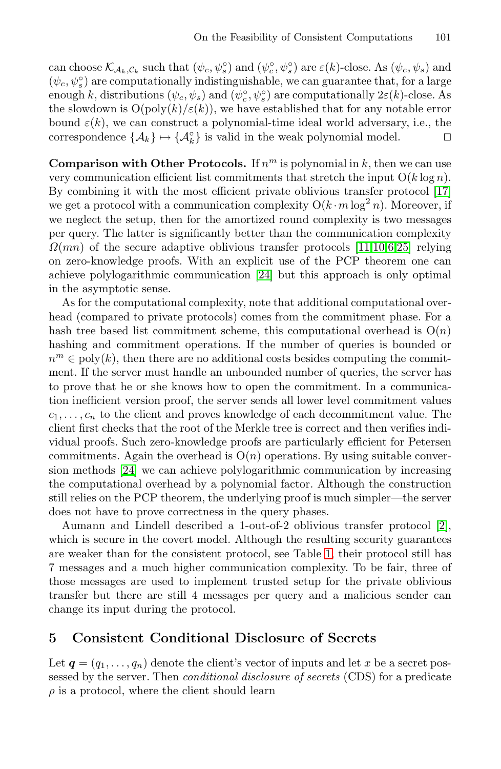can choose $\mathcal{K}_{\mathcal{A}_k,\mathcal{C}_k}$ such that $(\psi_c, \psi_s^\circ)$ and $(\psi_c^\circ, \psi_s^\circ)$ are $\varepsilon(k)$-close. As $(\psi_c, \psi_s)$ and $(\psi_c, \psi_s^\circ)$ are computationally indistinguishable, we can guarantee that, for a large enough $k$, distributions $(\psi_c, \psi_s)$ and $(\psi_c^\circ, \psi_s^\circ)$ are computationally $2\varepsilon(k)$-close. As the slowdown is $\mathrm{O}(\mathrm{poly}(k)/\varepsilon(k))$, we have established that for any notable error bound $\varepsilon(k)$, we can construct a polynomial-time ideal world adversary, i.e., the correspondence $\{\mathcal{A}_k\} \mapsto \{\mathcal{A}_k^\circ\}$ is valid in the weak polynomial model. □

**Comparison with Other Protocols.** If $n^m$ is polynomial in $k$, then we can use very communication efficient list commitments that stretch the input $\mathrm{O}(k \log n)$. By combining it with the most efficient private oblivious transfer protocol [17] we get a protocol with a communication complexity $\mathrm{O}(k \cdot m \log^2 n)$. Moreover, if we neglect the setup, then for the amortized round complexity is two messages per query. The latter is significantly better than the communication complexity $\Omega(mn)$ of the secure adaptive oblivious transfer protocols [11,10,6,25] relying on zero-knowledge proofs. With an explicit use of the PCP theorem one can achieve polylogarithmic communication [24] but this approach is only optimal in the asymptotic sense.

As for the computational complexity, note that additional computational overhead (compared to private protocols) comes from the commitment phase. For a hash tree based list commitment scheme, this computational overhead is $\mathrm{O}(n)$ hashing and commitment operations. If the number of queries is bounded or $n^m \in \mathrm{poly}(k)$, then there are no additional costs besides computing the commitment. If the server must handle an unbounded number of queries, the server has to prove that he or she knows how to open the commitment. In a communication inefficient version proof, the server sends all lower level commitment values $c_1, \ldots, c_n$ to the client and proves knowledge of each decommitment value. The client first checks that the root of the Merkle tree is correct and then verifies individual proofs. Such zero-knowledge proofs are particularly efficient for Petersen commitments. Again the overhead is $\mathrm{O}(n)$ operations. By using suitable conversion methods [24] we can achieve polylogarithmic communication by increasing the computational overhead by a polynomial factor. Although the construction still relies on the PCP theorem, the underlying proof is much simpler—the server does not have to prove correctness in the query phases.

Aumann and Lindell described a 1-out-of-2 oblivious transfer protocol [2], which is secure in the covert model. Although the resulting security guarantees are weaker than for the consistent protocol, see Table 1, their protocol still has 7 messages and a much higher communication complexity. To be fair, three of those messages are used to implement trusted setup for the private oblivious transfer but there are still 4 messages per query and a malicious sender can change its input during the protocol.

## 5 Consistent Conditional Disclosure of Secrets

Let $\boldsymbol{q} = (q_1, \ldots, q_n)$ denote the client's vector of inputs and let $x$ be a secret possessed by the server. Then *conditional disclosure of secrets* (CDS) for a predicate $\rho$ is a protocol, where the client should learn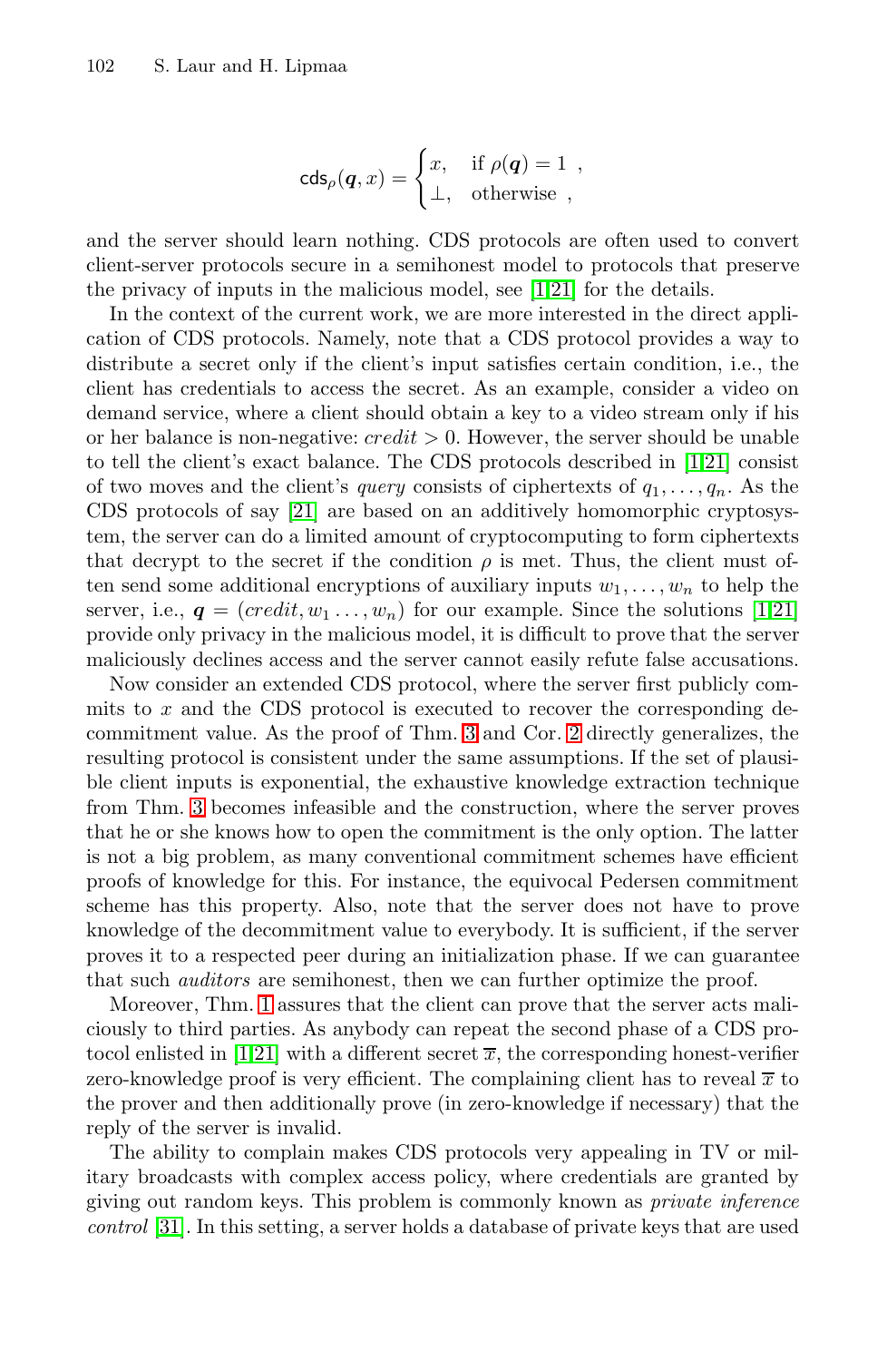$$\mathsf{cds}_\rho(\boldsymbol{q}, x) = \begin{cases} x, & \text{if } \rho(\boldsymbol{q}) = 1 \ , \\ \perp, & \text{otherwise} \ , \end{cases}$$

and the server should learn nothing. CDS protocols are often used to convert client-server protocols secure in a semihonest model to protocols that preserve the privacy of inputs in the malicious model, see [1,21] for the details.

In the context of the current work, we are more interested in the direct application of CDS protocols. Namely, note that a CDS protocol provides a way to distribute a secret only if the client's input satisfies certain condition, i.e., the client has credentials to access the secret. As an example, consider a video on demand service, where a client should obtain a key to a video stream only if his or her balance is non-negative: $credit > 0$. However, the server should be unable to tell the client's exact balance. The CDS protocols described in [1,21] consist of two moves and the client's *query* consists of ciphertexts of $q_1, \ldots, q_n$. As the CDS protocols of say [21] are based on an additively homomorphic cryptosystem, the server can do a limited amount of cryptocomputing to form ciphertexts that decrypt to the secret if the condition $\rho$ is met. Thus, the client must often send some additional encryptions of auxiliary inputs $w_1, \ldots, w_n$ to help the server, i.e., $\boldsymbol{q} = (credit, w_1 \ldots, w_n)$ for our example. Since the solutions [1,21] provide only privacy in the malicious model, it is difficult to prove that the server maliciously declines access and the server cannot easily refute false accusations.

Now consider an extended CDS protocol, where the server first publicly commits to $x$ and the CDS protocol is executed to recover the corresponding decommitment value. As the proof of Thm. 3 and Cor. 2 directly generalizes, the resulting protocol is consistent under the same assumptions. If the set of plausible client inputs is exponential, the exhaustive knowledge extraction technique from Thm. 3 becomes infeasible and the construction, where the server proves that he or she knows how to open the commitment is the only option. The latter is not a big problem, as many conventional commitment schemes have efficient proofs of knowledge for this. For instance, the equivocal Pedersen commitment scheme has this property. Also, note that the server does not have to prove knowledge of the decommitment value to everybody. It is sufficient, if the server proves it to a respected peer during an initialization phase. If we can guarantee that such *auditors* are semihonest, then we can further optimize the proof.

Moreover, Thm. 1 assures that the client can prove that the server acts maliciously to third parties. As anybody can repeat the second phase of a CDS protocol enlisted in [1,21] with a different secret $\overline{x}$, the corresponding honest-verifier zero-knowledge proof is very efficient. The complaining client has to reveal $\overline{x}$ to the prover and then additionally prove (in zero-knowledge if necessary) that the reply of the server is invalid.

The ability to complain makes CDS protocols very appealing in TV or military broadcasts with complex access policy, where credentials are granted by giving out random keys. This problem is commonly known as *private inference control* [31]. In this setting, a server holds a database of private keys that are used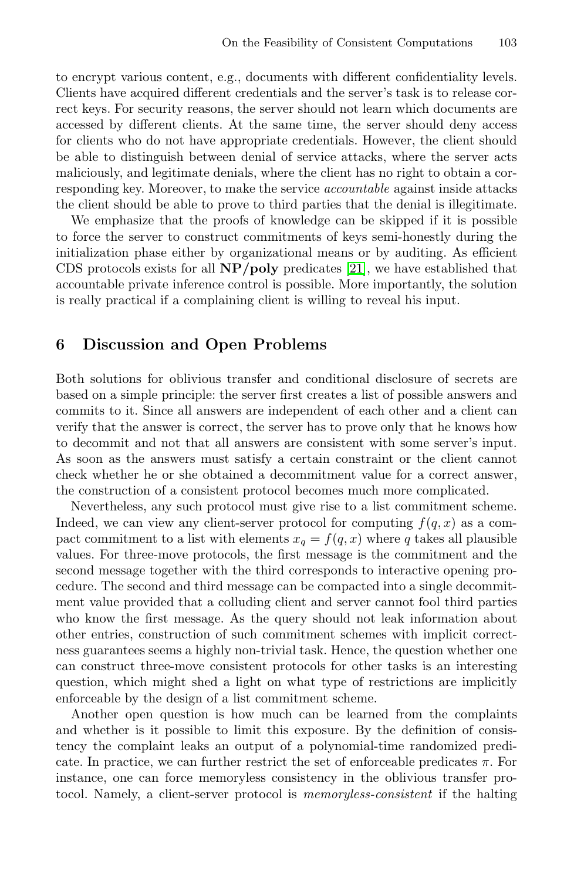to encrypt various content, e.g., documents with different confidentiality levels. Clients have acquired different credentials and the server's task is to release correct keys. For security reasons, the server should not learn which documents are accessed by different clients. At the same time, the server should deny access for clients who do not have appropriate credentials. However, the client should be able to distinguish between denial of service attacks, where the server acts maliciously, and legitimate denials, where the client has no right to obtain a corresponding key. Moreover, to make the service *accountable* against inside attacks the client should be able to prove to third parties that the denial is illegitimate.

We emphasize that the proofs of knowledge can be skipped if it is possible to force the server to construct commitments of keys semi-honestly during the initialization phase either by organizational means or by auditing. As efficient CDS protocols exists for all **NP/poly** predicates [21], we have established that accountable private inference control is possible. More importantly, the solution is really practical if a complaining client is willing to reveal his input.

## 6 Discussion and Open Problems

Both solutions for oblivious transfer and conditional disclosure of secrets are based on a simple principle: the server first creates a list of possible answers and commits to it. Since all answers are independent of each other and a client can verify that the answer is correct, the server has to prove only that he knows how to decommit and not that all answers are consistent with some server's input. As soon as the answers must satisfy a certain constraint or the client cannot check whether he or she obtained a decommitment value for a correct answer, the construction of a consistent protocol becomes much more complicated.

Nevertheless, any such protocol must give rise to a list commitment scheme. Indeed, we can view any client-server protocol for computing $f(q, x)$ as a compact commitment to a list with elements $x_q = f(q, x)$ where $q$ takes all plausible values. For three-move protocols, the first message is the commitment and the second message together with the third corresponds to interactive opening procedure. The second and third message can be compacted into a single decommitment value provided that a colluding client and server cannot fool third parties who know the first message. As the query should not leak information about other entries, construction of such commitment schemes with implicit correctness guarantees seems a highly non-trivial task. Hence, the question whether one can construct three-move consistent protocols for other tasks is an interesting question, which might shed a light on what type of restrictions are implicitly enforceable by the design of a list commitment scheme.

Another open question is how much can be learned from the complaints and whether is it possible to limit this exposure. By the definition of consistency the complaint leaks an output of a polynomial-time randomized predicate. In practice, we can further restrict the set of enforceable predicates $\pi$. For instance, one can force memoryless consistency in the oblivious transfer protocol. Namely, a client-server protocol is *memoryless-consistent* if the halting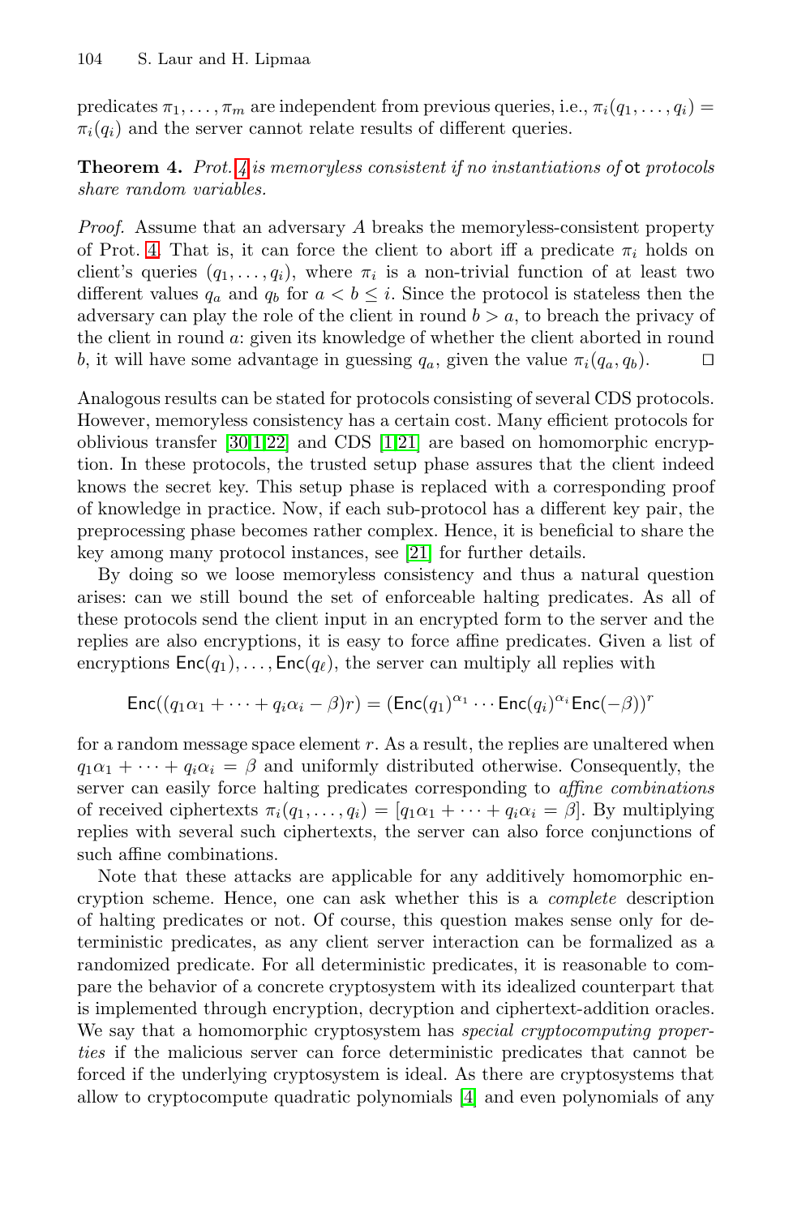predicates $\pi_1, \ldots, \pi_m$ are independent from previous queries, i.e., $\pi_i(q_1, \ldots, q_i) = \pi_i(q_i)$ and the server cannot relate results of different queries.

**Theorem 4.** *Prot. 4 is memoryless consistent if no instantiations of* ot *protocols share random variables.*

*Proof.* Assume that an adversary $A$ breaks the memoryless-consistent property of Prot. 4. That is, it can force the client to abort iff a predicate $\pi_i$ holds on client's queries $(q_1, \ldots, q_i)$, where $\pi_i$ is a non-trivial function of at least two different values $q_a$ and $q_b$ for $a < b \leq i$. Since the protocol is stateless then the adversary can play the role of the client in round $b > a$, to breach the privacy of the client in round $a$: given its knowledge of whether the client aborted in round $b$, it will have some advantage in guessing $q_a$, given the value $\pi_i(q_a, q_b)$. □

Analogous results can be stated for protocols consisting of several CDS protocols. However, memoryless consistency has a certain cost. Many efficient protocols for oblivious transfer [30,1,22] and CDS [1,21] are based on homomorphic encryption. In these protocols, the trusted setup phase assures that the client indeed knows the secret key. This setup phase is replaced with a corresponding proof of knowledge in practice. Now, if each sub-protocol has a different key pair, the preprocessing phase becomes rather complex. Hence, it is beneficial to share the key among many protocol instances, see [21] for further details.

By doing so we loose memoryless consistency and thus a natural question arises: can we still bound the set of enforceable halting predicates. As all of these protocols send the client input in an encrypted form to the server and the replies are also encryptions, it is easy to force affine predicates. Given a list of encryptions $\mathsf{Enc}(q_1), \ldots, \mathsf{Enc}(q_\ell)$, the server can multiply all replies with

$$\mathsf{Enc}((q_1\alpha_1 + \cdots + q_i\alpha_i - \beta)r) = (\mathsf{Enc}(q_1)^{\alpha_1} \cdots \mathsf{Enc}(q_i)^{\alpha_i}\mathsf{Enc}(-\beta))^r$$

for a random message space element $r$. As a result, the replies are unaltered when $q_1\alpha_1 + \cdots + q_i\alpha_i = \beta$ and uniformly distributed otherwise. Consequently, the server can easily force halting predicates corresponding to *affine combinations* of received ciphertexts $\pi_i(q_1, \ldots, q_i) = [q_1\alpha_1 + \cdots + q_i\alpha_i = \beta]$. By multiplying replies with several such ciphertexts, the server can also force conjunctions of such affine combinations.

Note that these attacks are applicable for any additively homomorphic encryption scheme. Hence, one can ask whether this is a *complete* description of halting predicates or not. Of course, this question makes sense only for deterministic predicates, as any client server interaction can be formalized as a randomized predicate. For all deterministic predicates, it is reasonable to compare the behavior of a concrete cryptosystem with its idealized counterpart that is implemented through encryption, decryption and ciphertext-addition oracles. We say that a homomorphic cryptosystem has *special cryptocomputing properties* if the malicious server can force deterministic predicates that cannot be forced if the underlying cryptosystem is ideal. As there are cryptosystems that allow to cryptocompute quadratic polynomials [4] and even polynomials of any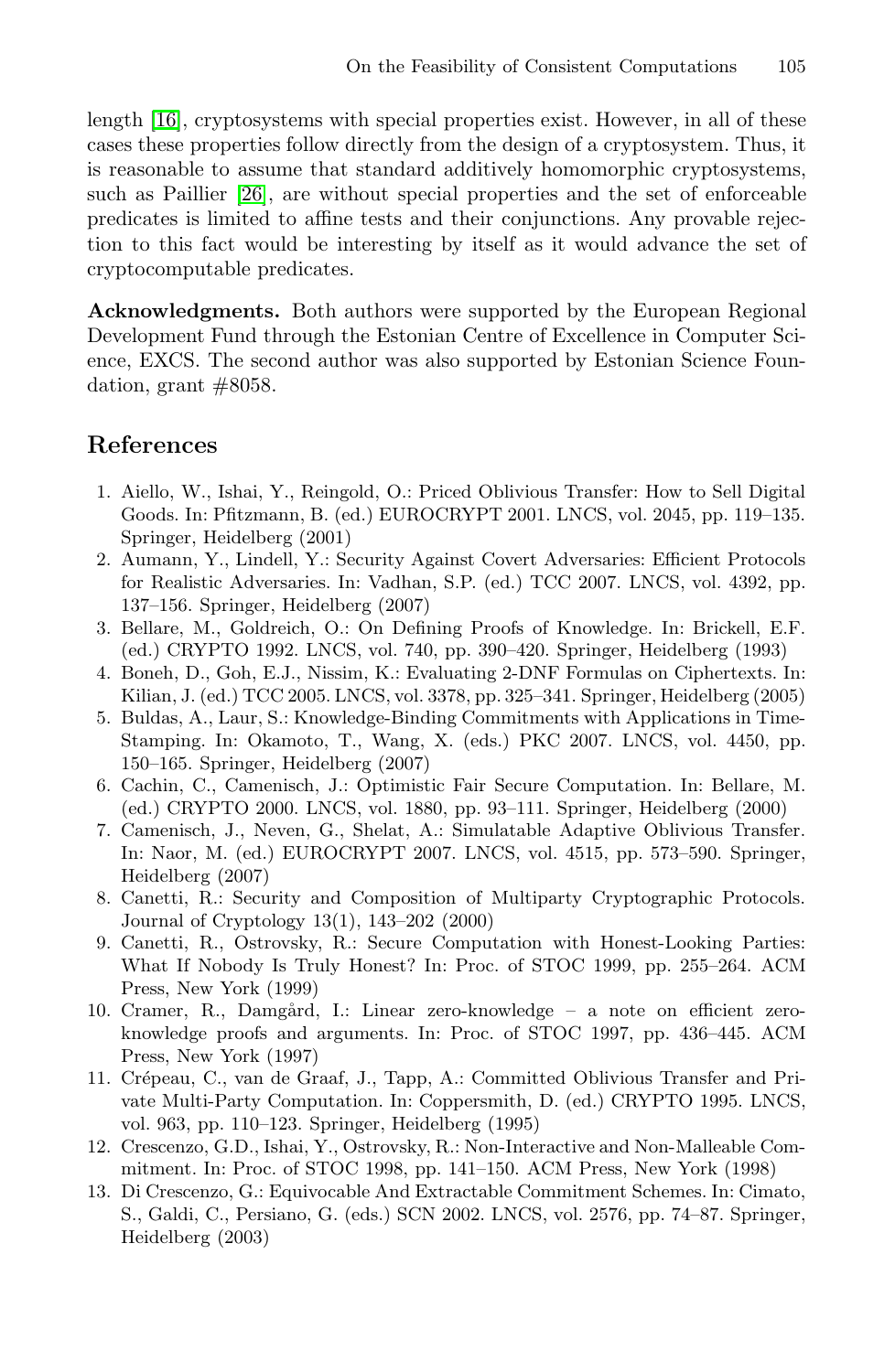length [16], cryptosystems with special properties exist. However, in all of these cases these properties follow directly from the design of a cryptosystem. Thus, it is reasonable to assume that standard additively homomorphic cryptosystems, such as Paillier [26], are without special properties and the set of enforceable predicates is limited to affine tests and their conjunctions. Any provable rejection to this fact would be interesting by itself as it would advance the set of cryptocomputable predicates.

**Acknowledgments.** Both authors were supported by the European Regional Development Fund through the Estonian Centre of Excellence in Computer Science, EXCS. The second author was also supported by Estonian Science Foundation, grant #8058.

## References

1. Aiello, W., Ishai, Y., Reingold, O.: Priced Oblivious Transfer: How to Sell Digital Goods. In: Pfitzmann, B. (ed.) EUROCRYPT 2001. LNCS, vol. 2045, pp. 119–135. Springer, Heidelberg (2001)
2. Aumann, Y., Lindell, Y.: Security Against Covert Adversaries: Efficient Protocols for Realistic Adversaries. In: Vadhan, S.P. (ed.) TCC 2007. LNCS, vol. 4392, pp. 137–156. Springer, Heidelberg (2007)
3. Bellare, M., Goldreich, O.: On Defining Proofs of Knowledge. In: Brickell, E.F. (ed.) CRYPTO 1992. LNCS, vol. 740, pp. 390–420. Springer, Heidelberg (1993)
4. Boneh, D., Goh, E.J., Nissim, K.: Evaluating 2-DNF Formulas on Ciphertexts. In: Kilian, J. (ed.) TCC 2005. LNCS, vol. 3378, pp. 325–341. Springer, Heidelberg (2005)
5. Buldas, A., Laur, S.: Knowledge-Binding Commitments with Applications in Time-Stamping. In: Okamoto, T., Wang, X. (eds.) PKC 2007. LNCS, vol. 4450, pp. 150–165. Springer, Heidelberg (2007)
6. Cachin, C., Camenisch, J.: Optimistic Fair Secure Computation. In: Bellare, M. (ed.) CRYPTO 2000. LNCS, vol. 1880, pp. 93–111. Springer, Heidelberg (2000)
7. Camenisch, J., Neven, G., Shelat, A.: Simulatable Adaptive Oblivious Transfer. In: Naor, M. (ed.) EUROCRYPT 2007. LNCS, vol. 4515, pp. 573–590. Springer, Heidelberg (2007)
8. Canetti, R.: Security and Composition of Multiparty Cryptographic Protocols. Journal of Cryptology 13(1), 143–202 (2000)
9. Canetti, R., Ostrovsky, R.: Secure Computation with Honest-Looking Parties: What If Nobody Is Truly Honest? In: Proc. of STOC 1999, pp. 255–264. ACM Press, New York (1999)
10. Cramer, R., Damgård, I.: Linear zero-knowledge – a note on efficient zero-knowledge proofs and arguments. In: Proc. of STOC 1997, pp. 436–445. ACM Press, New York (1997)
11. Crépeau, C., van de Graaf, J., Tapp, A.: Committed Oblivious Transfer and Private Multi-Party Computation. In: Coppersmith, D. (ed.) CRYPTO 1995. LNCS, vol. 963, pp. 110–123. Springer, Heidelberg (1995)
12. Crescenzo, G.D., Ishai, Y., Ostrovsky, R.: Non-Interactive and Non-Malleable Commitment. In: Proc. of STOC 1998, pp. 141–150. ACM Press, New York (1998)
13. Di Crescenzo, G.: Equivocable And Extractable Commitment Schemes. In: Cimato, S., Galdi, C., Persiano, G. (eds.) SCN 2002. LNCS, vol. 2576, pp. 74–87. Springer, Heidelberg (2003)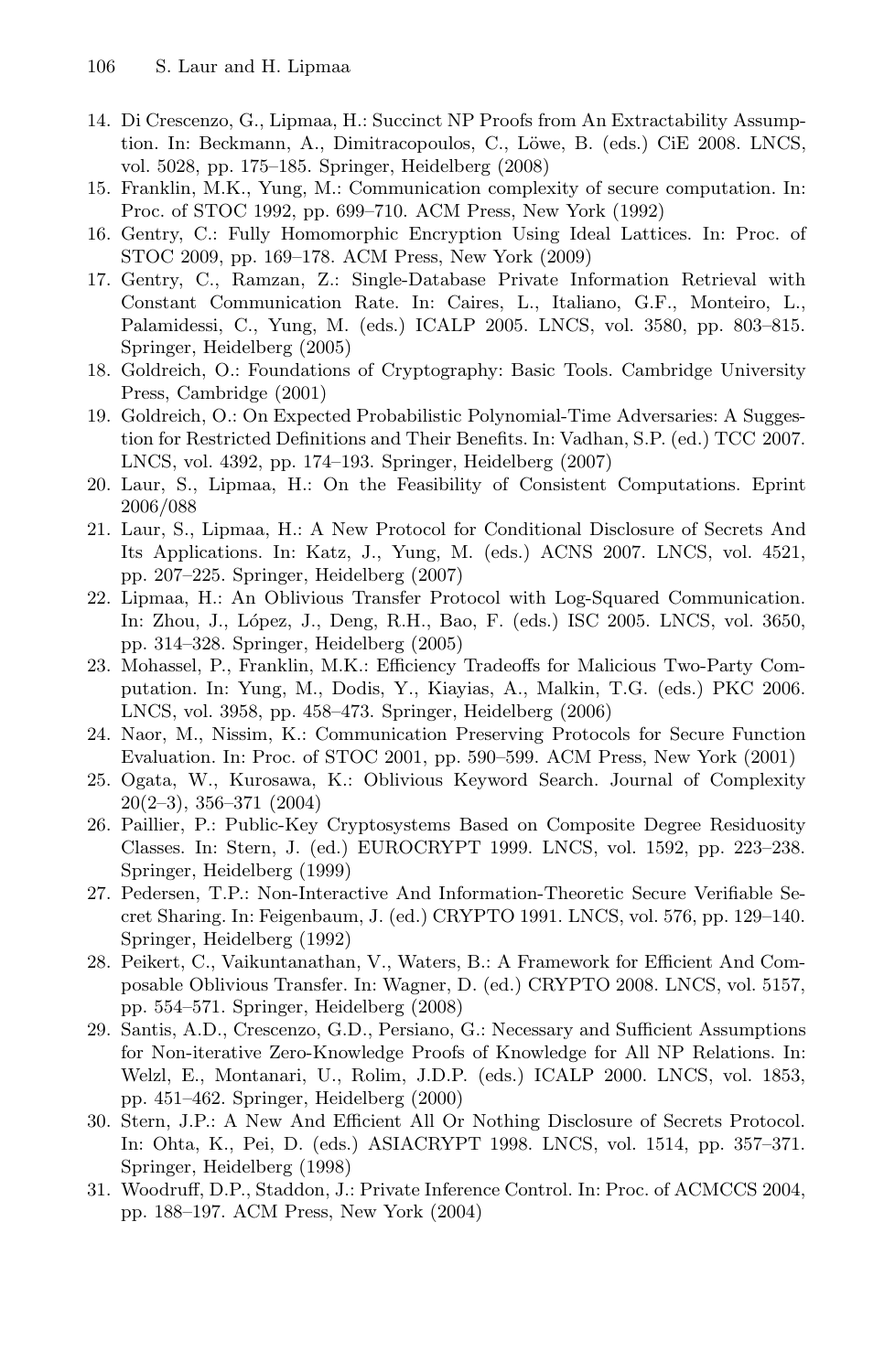14. Di Crescenzo, G., Lipmaa, H.: Succinct NP Proofs from An Extractability Assumption. In: Beckmann, A., Dimitracopoulos, C., Löwe, B. (eds.) CiE 2008. LNCS, vol. 5028, pp. 175–185. Springer, Heidelberg (2008)
15. Franklin, M.K., Yung, M.: Communication complexity of secure computation. In: Proc. of STOC 1992, pp. 699–710. ACM Press, New York (1992)
16. Gentry, C.: Fully Homomorphic Encryption Using Ideal Lattices. In: Proc. of STOC 2009, pp. 169–178. ACM Press, New York (2009)
17. Gentry, C., Ramzan, Z.: Single-Database Private Information Retrieval with Constant Communication Rate. In: Caires, L., Italiano, G.F., Monteiro, L., Palamidessi, C., Yung, M. (eds.) ICALP 2005. LNCS, vol. 3580, pp. 803–815. Springer, Heidelberg (2005)
18. Goldreich, O.: Foundations of Cryptography: Basic Tools. Cambridge University Press, Cambridge (2001)
19. Goldreich, O.: On Expected Probabilistic Polynomial-Time Adversaries: A Suggestion for Restricted Definitions and Their Benefits. In: Vadhan, S.P. (ed.) TCC 2007. LNCS, vol. 4392, pp. 174–193. Springer, Heidelberg (2007)
20. Laur, S., Lipmaa, H.: On the Feasibility of Consistent Computations. Eprint 2006/088
21. Laur, S., Lipmaa, H.: A New Protocol for Conditional Disclosure of Secrets And Its Applications. In: Katz, J., Yung, M. (eds.) ACNS 2007. LNCS, vol. 4521, pp. 207–225. Springer, Heidelberg (2007)
22. Lipmaa, H.: An Oblivious Transfer Protocol with Log-Squared Communication. In: Zhou, J., López, J., Deng, R.H., Bao, F. (eds.) ISC 2005. LNCS, vol. 3650, pp. 314–328. Springer, Heidelberg (2005)
23. Mohassel, P., Franklin, M.K.: Efficiency Tradeoffs for Malicious Two-Party Computation. In: Yung, M., Dodis, Y., Kiayias, A., Malkin, T.G. (eds.) PKC 2006. LNCS, vol. 3958, pp. 458–473. Springer, Heidelberg (2006)
24. Naor, M., Nissim, K.: Communication Preserving Protocols for Secure Function Evaluation. In: Proc. of STOC 2001, pp. 590–599. ACM Press, New York (2001)
25. Ogata, W., Kurosawa, K.: Oblivious Keyword Search. Journal of Complexity 20(2–3), 356–371 (2004)
26. Paillier, P.: Public-Key Cryptosystems Based on Composite Degree Residuosity Classes. In: Stern, J. (ed.) EUROCRYPT 1999. LNCS, vol. 1592, pp. 223–238. Springer, Heidelberg (1999)
27. Pedersen, T.P.: Non-Interactive And Information-Theoretic Secure Verifiable Secret Sharing. In: Feigenbaum, J. (ed.) CRYPTO 1991. LNCS, vol. 576, pp. 129–140. Springer, Heidelberg (1992)
28. Peikert, C., Vaikuntanathan, V., Waters, B.: A Framework for Efficient And Composable Oblivious Transfer. In: Wagner, D. (ed.) CRYPTO 2008. LNCS, vol. 5157, pp. 554–571. Springer, Heidelberg (2008)
29. Santis, A.D., Crescenzo, G.D., Persiano, G.: Necessary and Sufficient Assumptions for Non-iterative Zero-Knowledge Proofs of Knowledge for All NP Relations. In: Welzl, E., Montanari, U., Rolim, J.D.P. (eds.) ICALP 2000. LNCS, vol. 1853, pp. 451–462. Springer, Heidelberg (2000)
30. Stern, J.P.: A New And Efficient All Or Nothing Disclosure of Secrets Protocol. In: Ohta, K., Pei, D. (eds.) ASIACRYPT 1998. LNCS, vol. 1514, pp. 357–371. Springer, Heidelberg (1998)
31. Woodruff, D.P., Staddon, J.: Private Inference Control. In: Proc. of ACMCCS 2004, pp. 188–197. ACM Press, New York (2004)